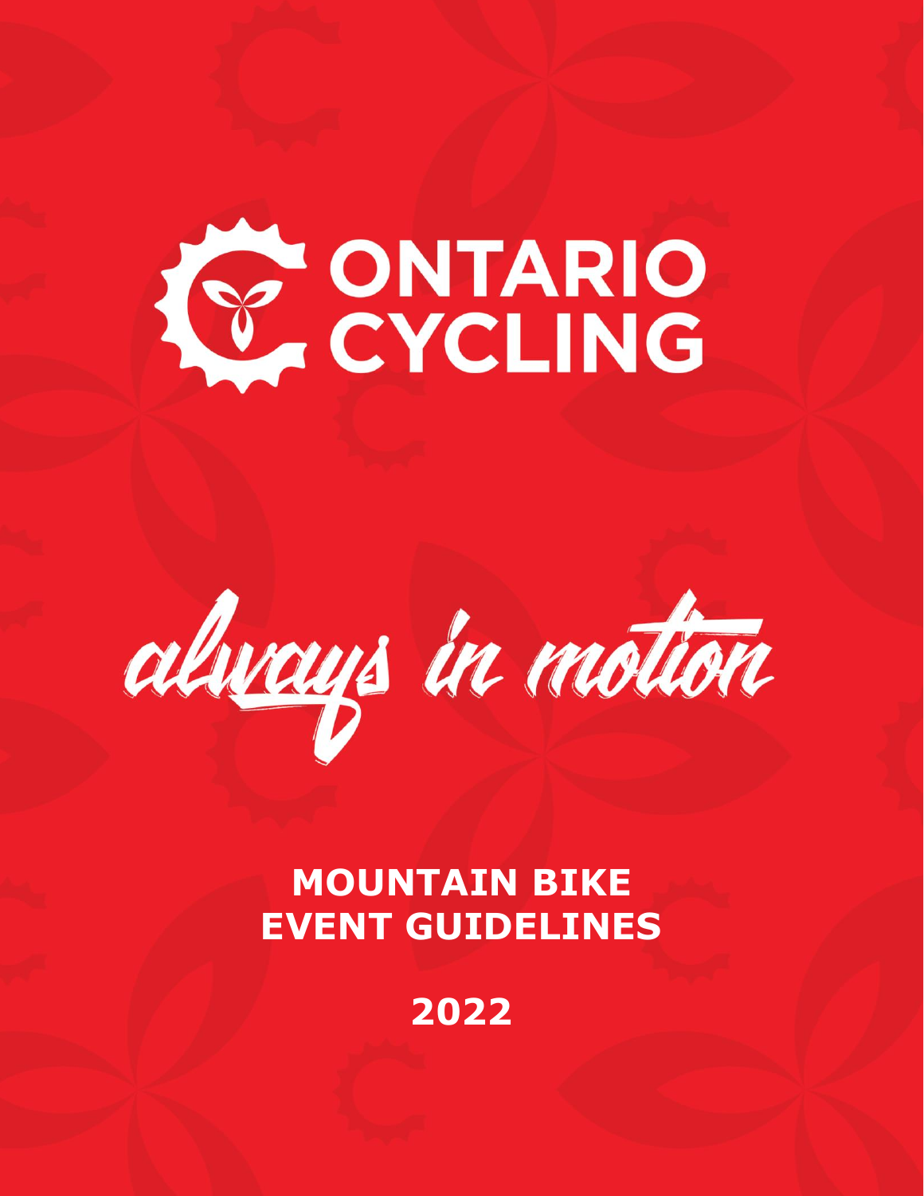# ONTARIO CYCLING

*always in motion*

## MOUNTAIN BIKE EVENT GUIDELINES

## 2022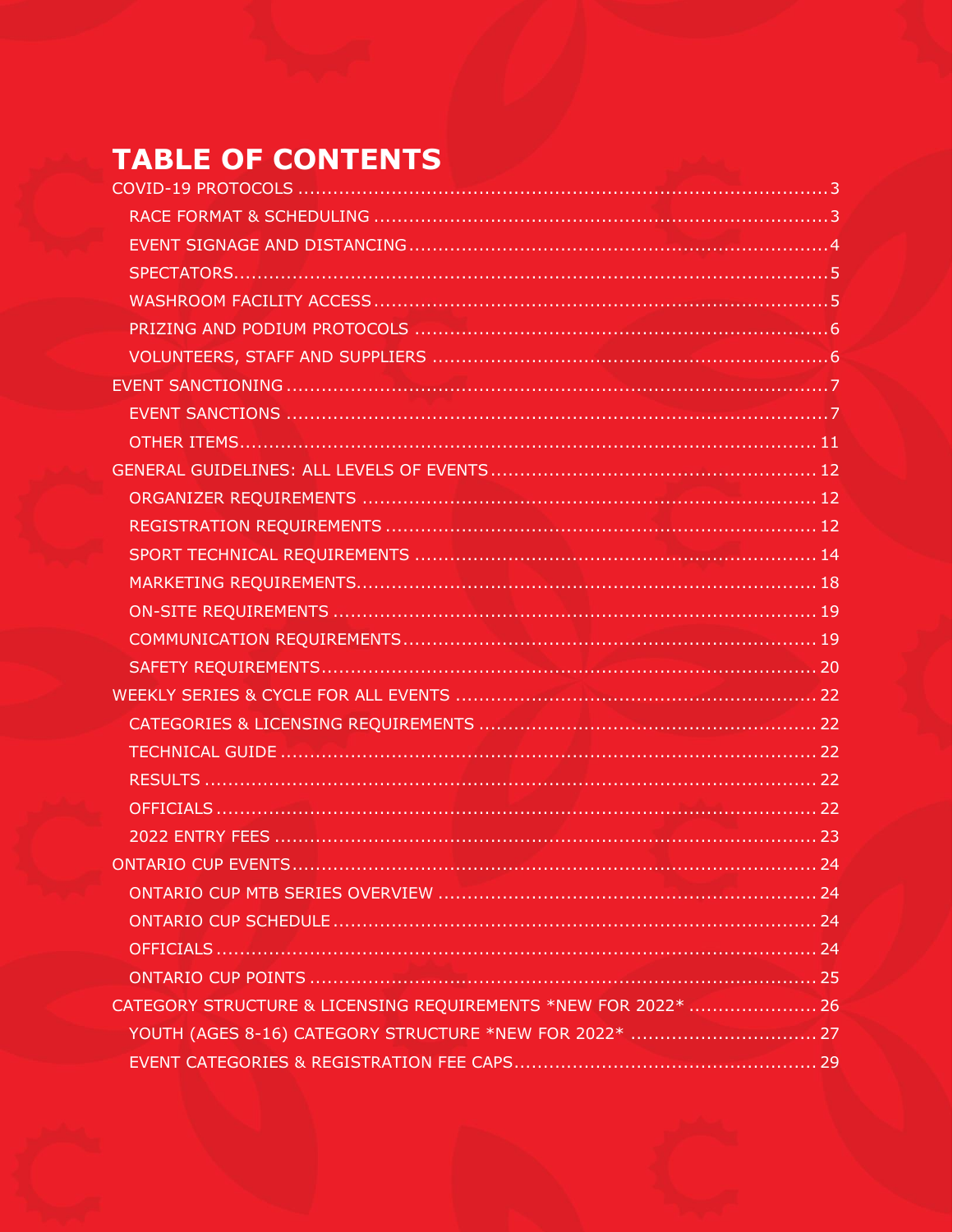# TABLE OF CONTENTS

COVID-19 PROTOCOLS ........................................................................................ 3
- RACE FORMAT & SCHEDULING ........................................................................ 3
- EVENT SIGNAGE AND DISTANCING .................................................................. 4
- SPECTATORS ................................................................................................ 5
- WASHROOM FACILITY ACCESS ......................................................................... 5
- PRIZING AND PODIUM PROTOCOLS .................................................................. 6
- VOLUNTEERS, STAFF AND SUPPLIERS ............................................................... 6

EVENT SANCTIONING ........................................................................................ 7
- EVENT SANCTIONS ......................................................................................... 7
- OTHER ITEMS ............................................................................................... 11

GENERAL GUIDELINES: ALL LEVELS OF EVENTS .................................................... 12
- ORGANIZER REQUIREMENTS ........................................................................... 12
- REGISTRATION REQUIREMENTS ....................................................................... 12
- SPORT TECHNICAL REQUIREMENTS ................................................................. 14
- MARKETING REQUIREMENTS .......................................................................... 18
- ON-SITE REQUIREMENTS ............................................................................... 19
- COMMUNICATION REQUIREMENTS ................................................................... 19
- SAFETY REQUIREMENTS ................................................................................. 20

WEEKLY SERIES & CYCLE FOR ALL EVENTS .......................................................... 22
- CATEGORIES & LICENSING REQUIREMENTS ....................................................... 22
- TECHNICAL GUIDE ......................................................................................... 22
- RESULTS ...................................................................................................... 22
- OFFICIALS .................................................................................................... 22
- 2022 ENTRY FEES .......................................................................................... 23

ONTARIO CUP EVENTS ..................................................................................... 24
- ONTARIO CUP MTB SERIES OVERVIEW ............................................................. 24
- ONTARIO CUP SCHEDULE ............................................................................... 24
- OFFICIALS .................................................................................................... 24
- ONTARIO CUP POINTS ................................................................................... 25

CATEGORY STRUCTURE & LICENSING REQUIREMENTS *NEW FOR 2022* .................... 26
- YOUTH (AGES 8-16) CATEGORY STRUCTURE *NEW FOR 2022* ............................... 27
- EVENT CATEGORIES & REGISTRATION FEE CAPS ................................................ 29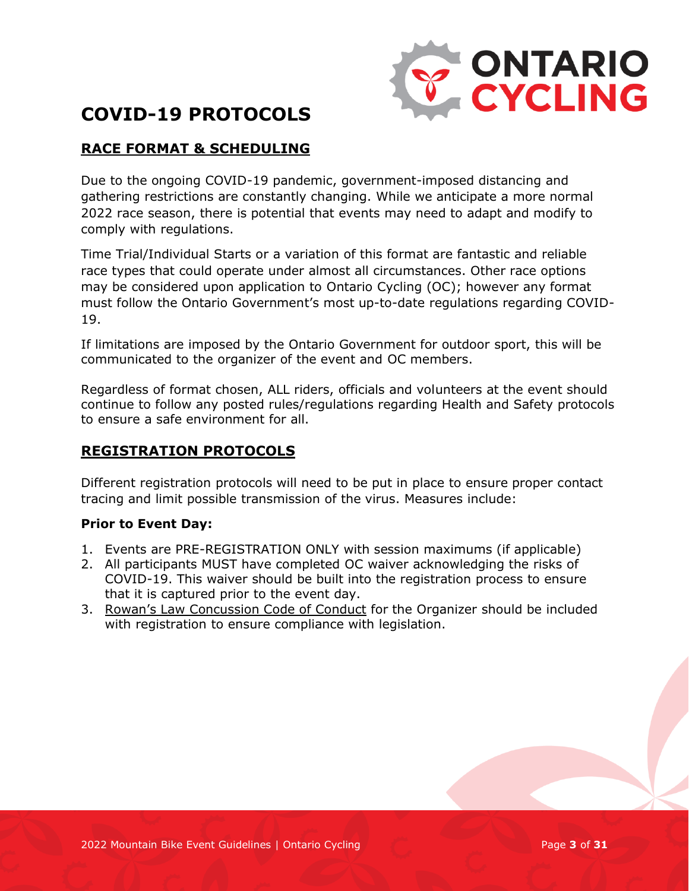# COVID-19 PROTOCOLS

## RACE FORMAT & SCHEDULING

Due to the ongoing COVID-19 pandemic, government-imposed distancing and gathering restrictions are constantly changing. While we anticipate a more normal 2022 race season, there is potential that events may need to adapt and modify to comply with regulations.

Time Trial/Individual Starts or a variation of this format are fantastic and reliable race types that could operate under almost all circumstances. Other race options may be considered upon application to Ontario Cycling (OC); however any format must follow the Ontario Government's most up-to-date regulations regarding COVID-19.

If limitations are imposed by the Ontario Government for outdoor sport, this will be communicated to the organizer of the event and OC members.

Regardless of format chosen, ALL riders, officials and volunteers at the event should continue to follow any posted rules/regulations regarding Health and Safety protocols to ensure a safe environment for all.

## REGISTRATION PROTOCOLS

Different registration protocols will need to be put in place to ensure proper contact tracing and limit possible transmission of the virus. Measures include:

**Prior to Event Day:**

1. Events are PRE-REGISTRATION ONLY with session maximums (if applicable)
2. All participants MUST have completed OC waiver acknowledging the risks of COVID-19. This waiver should be built into the registration process to ensure that it is captured prior to the event day.
3. Rowan's Law Concussion Code of Conduct for the Organizer should be included with registration to ensure compliance with legislation.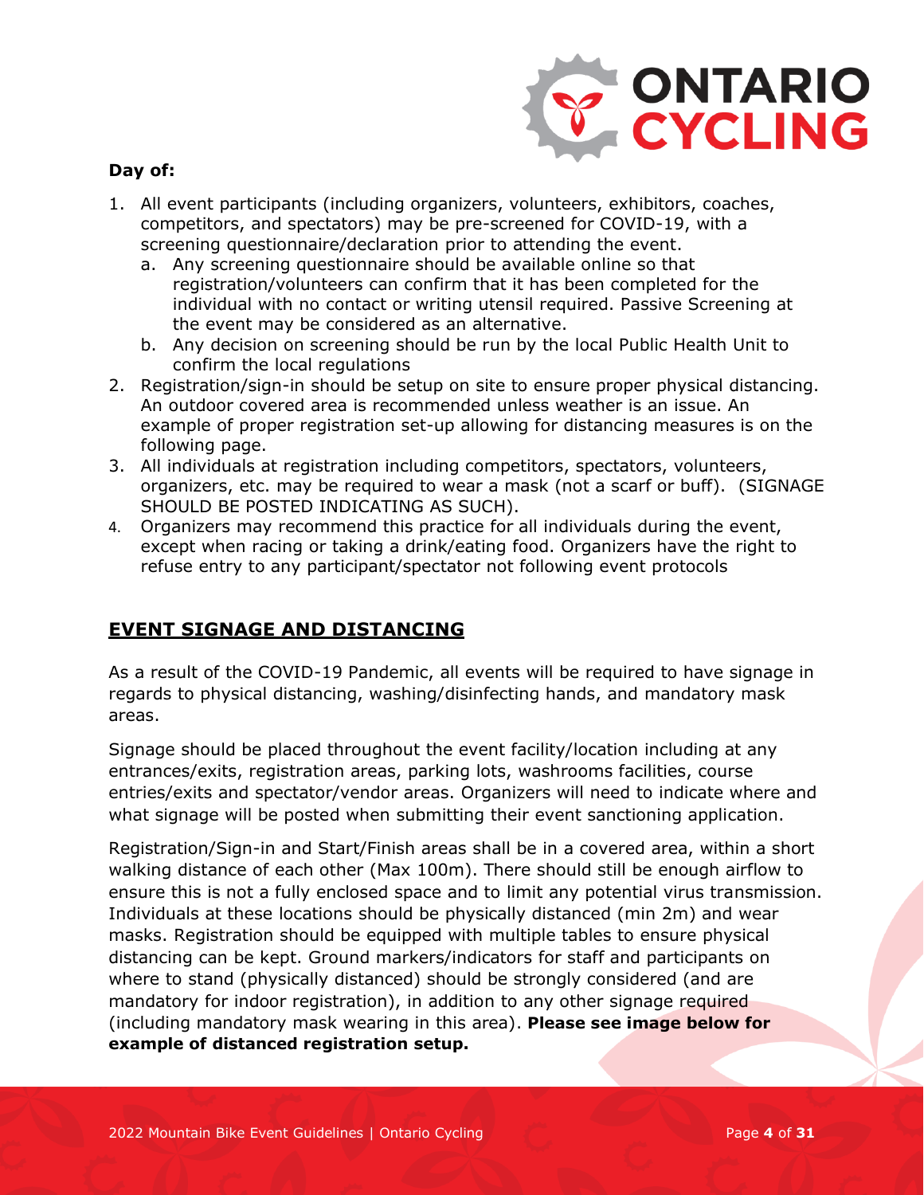**Day of:**

1. All event participants (including organizers, volunteers, exhibitors, coaches, competitors, and spectators) may be pre-screened for COVID-19, with a screening questionnaire/declaration prior to attending the event.
   a. Any screening questionnaire should be available online so that registration/volunteers can confirm that it has been completed for the individual with no contact or writing utensil required. Passive Screening at the event may be considered as an alternative.
   b. Any decision on screening should be run by the local Public Health Unit to confirm the local regulations
2. Registration/sign-in should be setup on site to ensure proper physical distancing. An outdoor covered area is recommended unless weather is an issue. An example of proper registration set-up allowing for distancing measures is on the following page.
3. All individuals at registration including competitors, spectators, volunteers, organizers, etc. may be required to wear a mask (not a scarf or buff). (SIGNAGE SHOULD BE POSTED INDICATING AS SUCH).
4. Organizers may recommend this practice for all individuals during the event, except when racing or taking a drink/eating food. Organizers have the right to refuse entry to any participant/spectator not following event protocols

## EVENT SIGNAGE AND DISTANCING

As a result of the COVID-19 Pandemic, all events will be required to have signage in regards to physical distancing, washing/disinfecting hands, and mandatory mask areas.

Signage should be placed throughout the event facility/location including at any entrances/exits, registration areas, parking lots, washrooms facilities, course entries/exits and spectator/vendor areas. Organizers will need to indicate where and what signage will be posted when submitting their event sanctioning application.

Registration/Sign-in and Start/Finish areas shall be in a covered area, within a short walking distance of each other (Max 100m). There should still be enough airflow to ensure this is not a fully enclosed space and to limit any potential virus transmission. Individuals at these locations should be physically distanced (min 2m) and wear masks. Registration should be equipped with multiple tables to ensure physical distancing can be kept. Ground markers/indicators for staff and participants on where to stand (physically distanced) should be strongly considered (and are mandatory for indoor registration), in addition to any other signage required (including mandatory mask wearing in this area). **Please see image below for example of distanced registration setup.**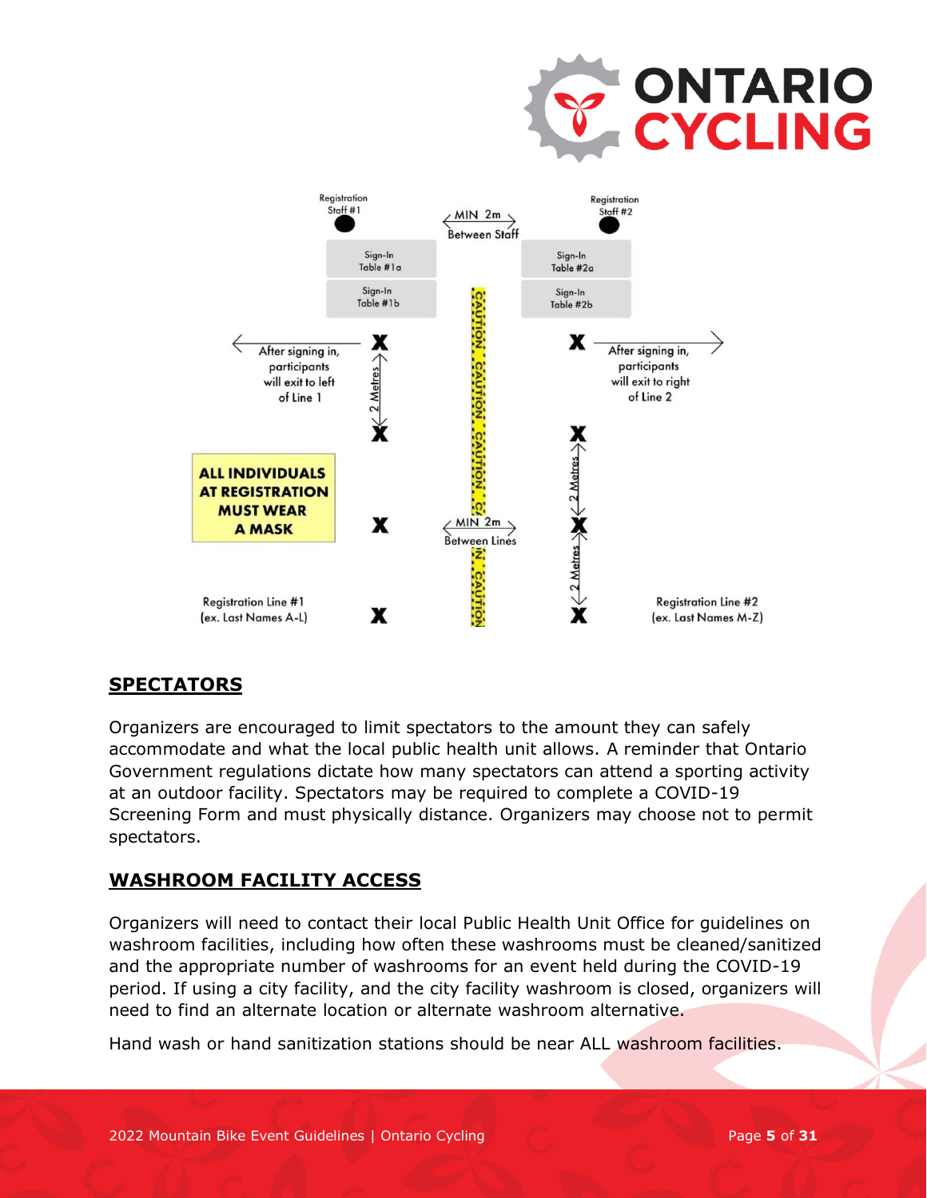Registration Staff #1

MIN 2m Between Staff

Registration Staff #2

Sign-In Table #1a

Sign-In Table #1b

Sign-In Table #2a

Sign-In Table #2b

After signing in, participants will exit to left of Line 1

After signing in, participants will exit to right of Line 2

2 Metres

**ALL INDIVIDUALS AT REGISTRATION MUST WEAR A MASK**

MIN 2m Between Lines

Registration Line #1 (ex. Last Names A-L)

Registration Line #2 (ex. Last Names M-Z)

## SPECTATORS

Organizers are encouraged to limit spectators to the amount they can safely accommodate and what the local public health unit allows. A reminder that Ontario Government regulations dictate how many spectators can attend a sporting activity at an outdoor facility. Spectators may be required to complete a COVID-19 Screening Form and must physically distance. Organizers may choose not to permit spectators.

## WASHROOM FACILITY ACCESS

Organizers will need to contact their local Public Health Unit Office for guidelines on washroom facilities, including how often these washrooms must be cleaned/sanitized and the appropriate number of washrooms for an event held during the COVID-19 period. If using a city facility, and the city facility washroom is closed, organizers will need to find an alternate location or alternate washroom alternative.

Hand wash or hand sanitization stations should be near ALL washroom facilities.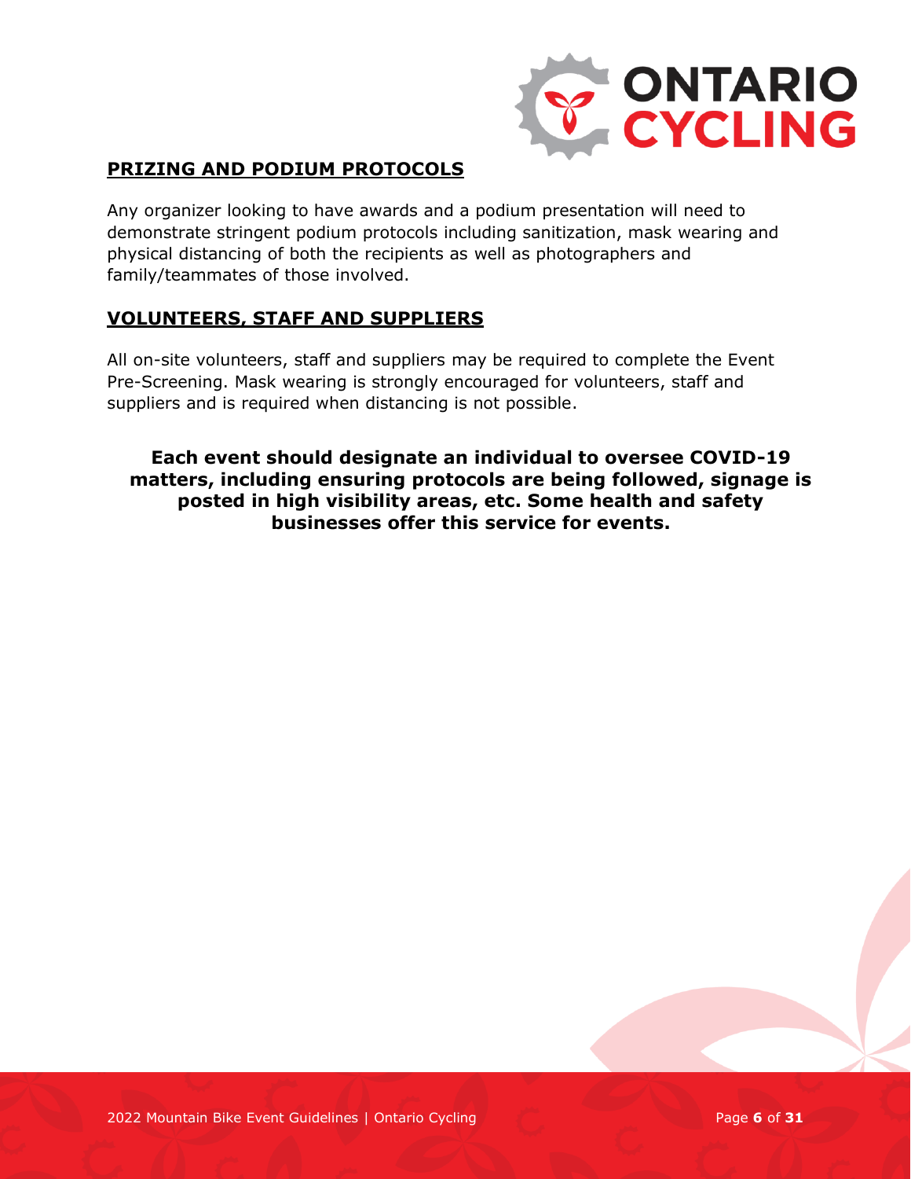## PRIZING AND PODIUM PROTOCOLS

Any organizer looking to have awards and a podium presentation will need to demonstrate stringent podium protocols including sanitization, mask wearing and physical distancing of both the recipients as well as photographers and family/teammates of those involved.

## VOLUNTEERS, STAFF AND SUPPLIERS

All on-site volunteers, staff and suppliers may be required to complete the Event Pre-Screening. Mask wearing is strongly encouraged for volunteers, staff and suppliers and is required when distancing is not possible.

**Each event should designate an individual to oversee COVID-19 matters, including ensuring protocols are being followed, signage is posted in high visibility areas, etc. Some health and safety businesses offer this service for events.**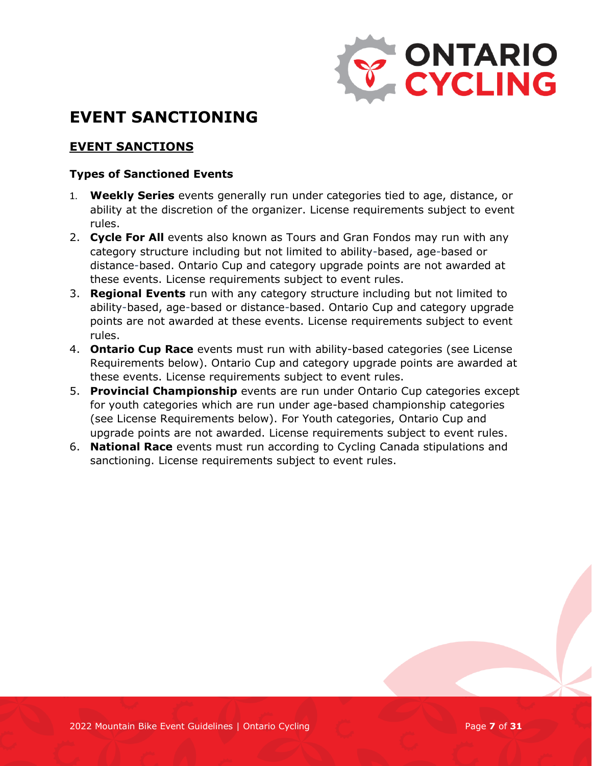# EVENT SANCTIONING

## EVENT SANCTIONS

### Types of Sanctioned Events

1. **Weekly Series** events generally run under categories tied to age, distance, or ability at the discretion of the organizer. License requirements subject to event rules.
2. **Cycle For All** events also known as Tours and Gran Fondos may run with any category structure including but not limited to ability-based, age-based or distance-based. Ontario Cup and category upgrade points are not awarded at these events. License requirements subject to event rules.
3. **Regional Events** run with any category structure including but not limited to ability-based, age-based or distance-based. Ontario Cup and category upgrade points are not awarded at these events. License requirements subject to event rules.
4. **Ontario Cup Race** events must run with ability-based categories (see License Requirements below). Ontario Cup and category upgrade points are awarded at these events. License requirements subject to event rules.
5. **Provincial Championship** events are run under Ontario Cup categories except for youth categories which are run under age-based championship categories (see License Requirements below). For Youth categories, Ontario Cup and upgrade points are not awarded. License requirements subject to event rules.
6. **National Race** events must run according to Cycling Canada stipulations and sanctioning. License requirements subject to event rules.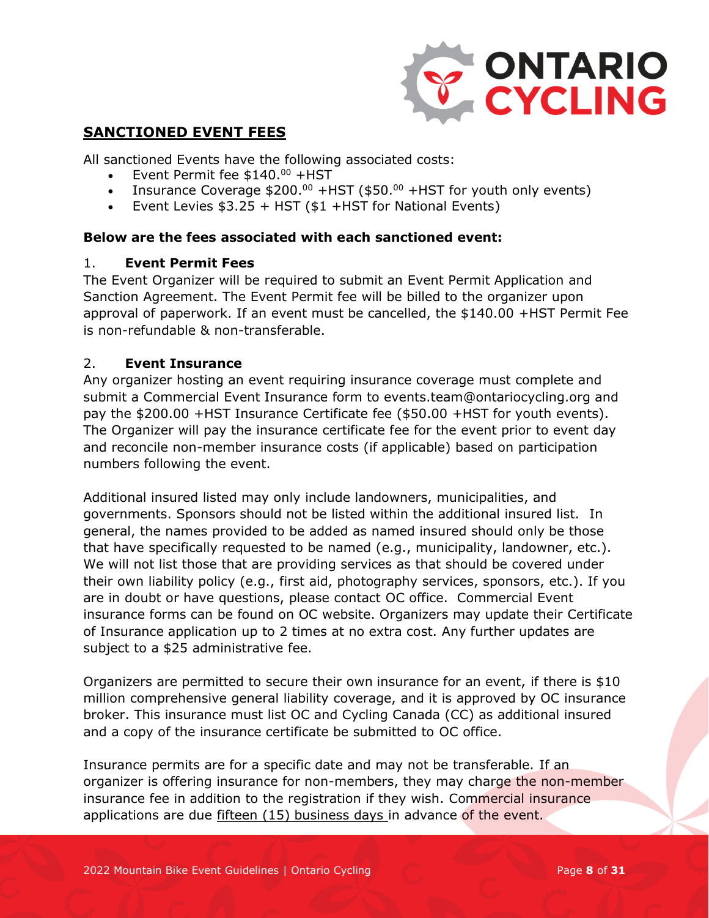## SANCTIONED EVENT FEES

All sanctioned Events have the following associated costs:

- Event Permit fee $140.00 +HST
- Insurance Coverage $200.00 +HST ($50.00 +HST for youth only events)
- Event Levies $3.25 + HST ($1 +HST for National Events)

**Below are the fees associated with each sanctioned event:**

### 1. Event Permit Fees

The Event Organizer will be required to submit an Event Permit Application and Sanction Agreement. The Event Permit fee will be billed to the organizer upon approval of paperwork. If an event must be cancelled, the $140.00 +HST Permit Fee is non-refundable & non-transferable.

### 2. Event Insurance

Any organizer hosting an event requiring insurance coverage must complete and submit a Commercial Event Insurance form to events.team@ontariocycling.org and pay the $200.00 +HST Insurance Certificate fee ($50.00 +HST for youth events). The Organizer will pay the insurance certificate fee for the event prior to event day and reconcile non-member insurance costs (if applicable) based on participation numbers following the event.

Additional insured listed may only include landowners, municipalities, and governments. Sponsors should not be listed within the additional insured list. In general, the names provided to be added as named insured should only be those that have specifically requested to be named (e.g., municipality, landowner, etc.). We will not list those that are providing services as that should be covered under their own liability policy (e.g., first aid, photography services, sponsors, etc.). If you are in doubt or have questions, please contact OC office. Commercial Event insurance forms can be found on OC website. Organizers may update their Certificate of Insurance application up to 2 times at no extra cost. Any further updates are subject to a $25 administrative fee.

Organizers are permitted to secure their own insurance for an event, if there is $10 million comprehensive general liability coverage, and it is approved by OC insurance broker. This insurance must list OC and Cycling Canada (CC) as additional insured and a copy of the insurance certificate be submitted to OC office.

Insurance permits are for a specific date and may not be transferable. If an organizer is offering insurance for non-members, they may charge the non-member insurance fee in addition to the registration if they wish. Commercial insurance applications are due fifteen (15) business days in advance of the event.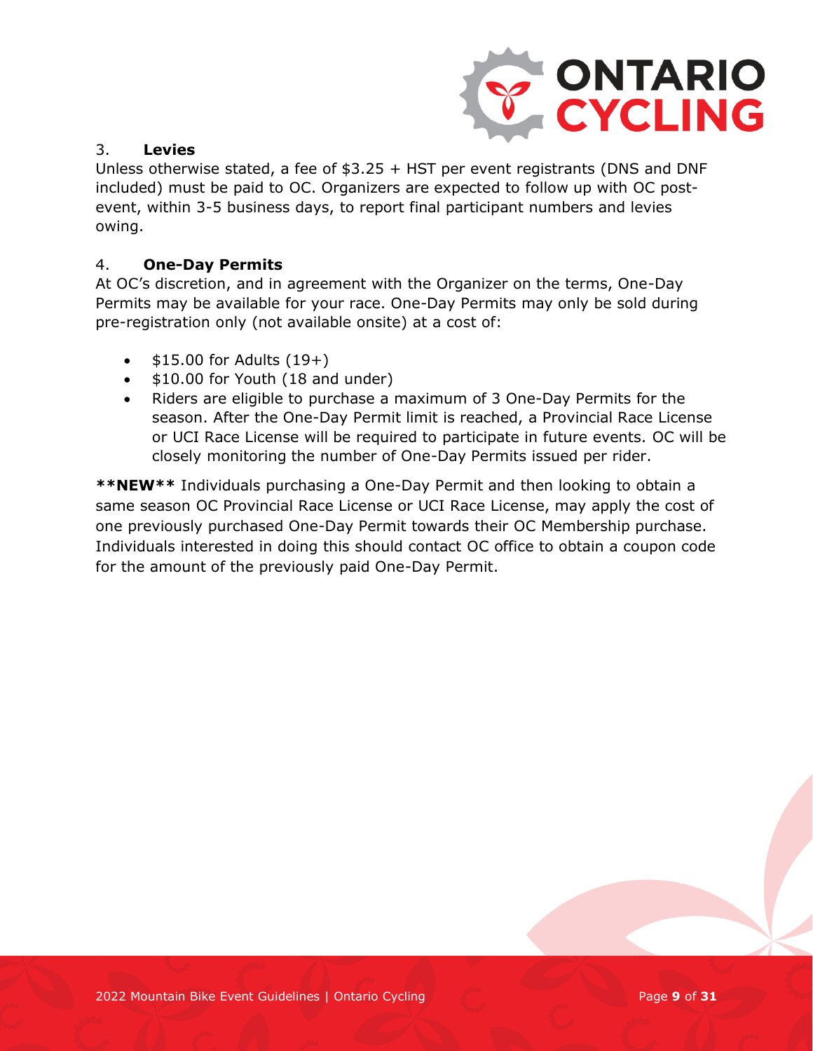### 3. **Levies**

Unless otherwise stated, a fee of $3.25 + HST per event registrants (DNS and DNF included) must be paid to OC. Organizers are expected to follow up with OC post-event, within 3-5 business days, to report final participant numbers and levies owing.

### 4. **One-Day Permits**

At OC's discretion, and in agreement with the Organizer on the terms, One-Day Permits may be available for your race. One-Day Permits may only be sold during pre-registration only (not available onsite) at a cost of:

- $15.00 for Adults (19+)
- $10.00 for Youth (18 and under)
- Riders are eligible to purchase a maximum of 3 One-Day Permits for the season. After the One-Day Permit limit is reached, a Provincial Race License or UCI Race License will be required to participate in future events. OC will be closely monitoring the number of One-Day Permits issued per rider.

****NEW**** Individuals purchasing a One-Day Permit and then looking to obtain a same season OC Provincial Race License or UCI Race License, may apply the cost of one previously purchased One-Day Permit towards their OC Membership purchase. Individuals interested in doing this should contact OC office to obtain a coupon code for the amount of the previously paid One-Day Permit.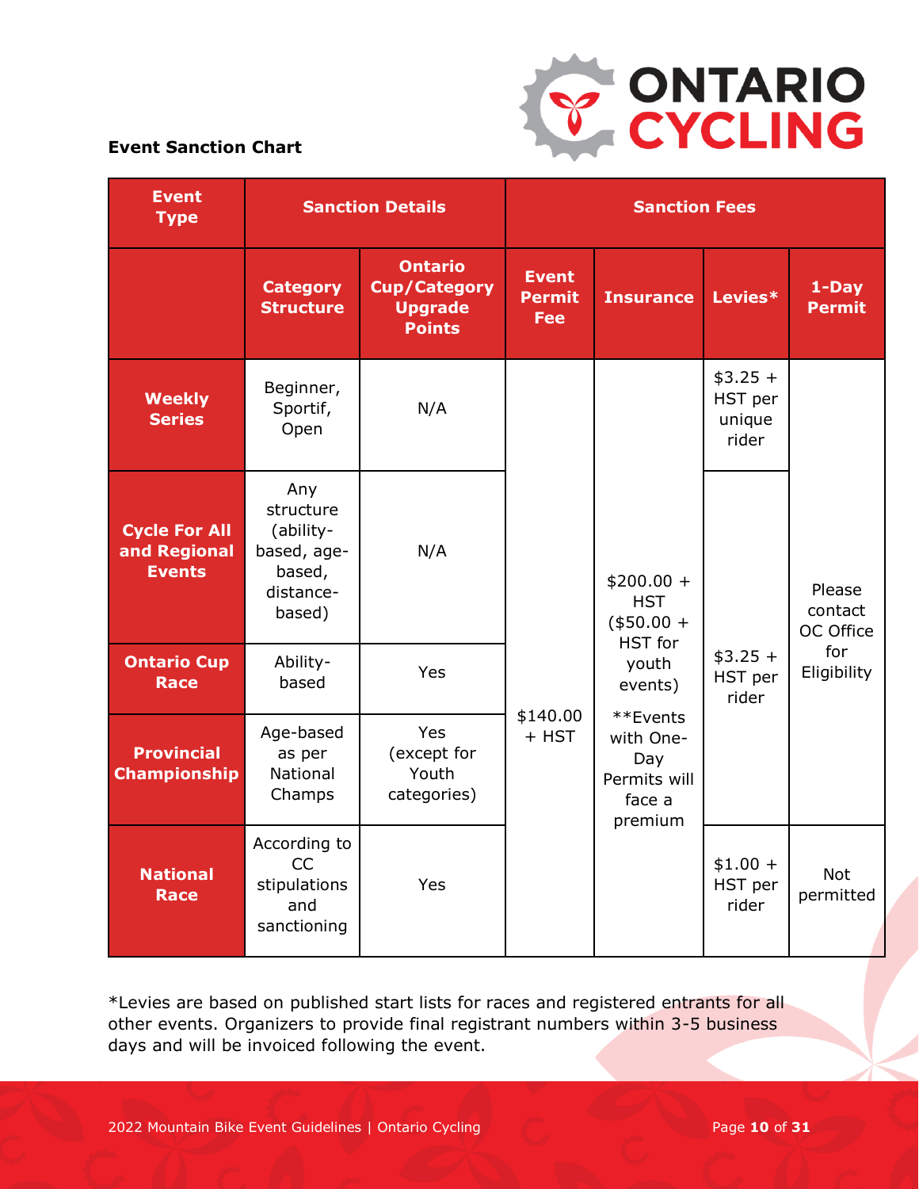**Event Sanction Chart**

| Event Type | Sanction Details | | Sanction Fees | | | |
|---|---|---|---|---|---|---|
| | Category Structure | Ontario Cup/Category Upgrade Points | Event Permit Fee | Insurance | Levies* | 1-Day Permit |
| Weekly Series | Beginner, Sportif, Open | N/A | $140.00 + HST | $200.00 + HST ($50.00 + HST for youth events) **Events with One-Day Permits will face a premium | $3.25 + HST per unique rider | Please contact OC Office for Eligibility |
| Cycle For All and Regional Events | Any structure (ability-based, age-based, distance-based) | N/A | $140.00 + HST | $200.00 + HST ($50.00 + HST for youth events) **Events with One-Day Permits will face a premium | $3.25 + HST per rider | Please contact OC Office for Eligibility |
| Ontario Cup Race | Ability-based | Yes | $140.00 + HST | $200.00 + HST ($50.00 + HST for youth events) **Events with One-Day Permits will face a premium | $3.25 + HST per rider | Please contact OC Office for Eligibility |
| Provincial Championship | Age-based as per National Champs | Yes (except for Youth categories) | $140.00 + HST | $200.00 + HST ($50.00 + HST for youth events) **Events with One-Day Permits will face a premium | $3.25 + HST per rider | Please contact OC Office for Eligibility |
| National Race | According to CC stipulations and sanctioning | Yes | $140.00 + HST | $200.00 + HST ($50.00 + HST for youth events) **Events with One-Day Permits will face a premium | $1.00 + HST per rider | Not permitted |

*Levies are based on published start lists for races and registered entrants for all other events. Organizers to provide final registrant numbers within 3-5 business days and will be invoiced following the event.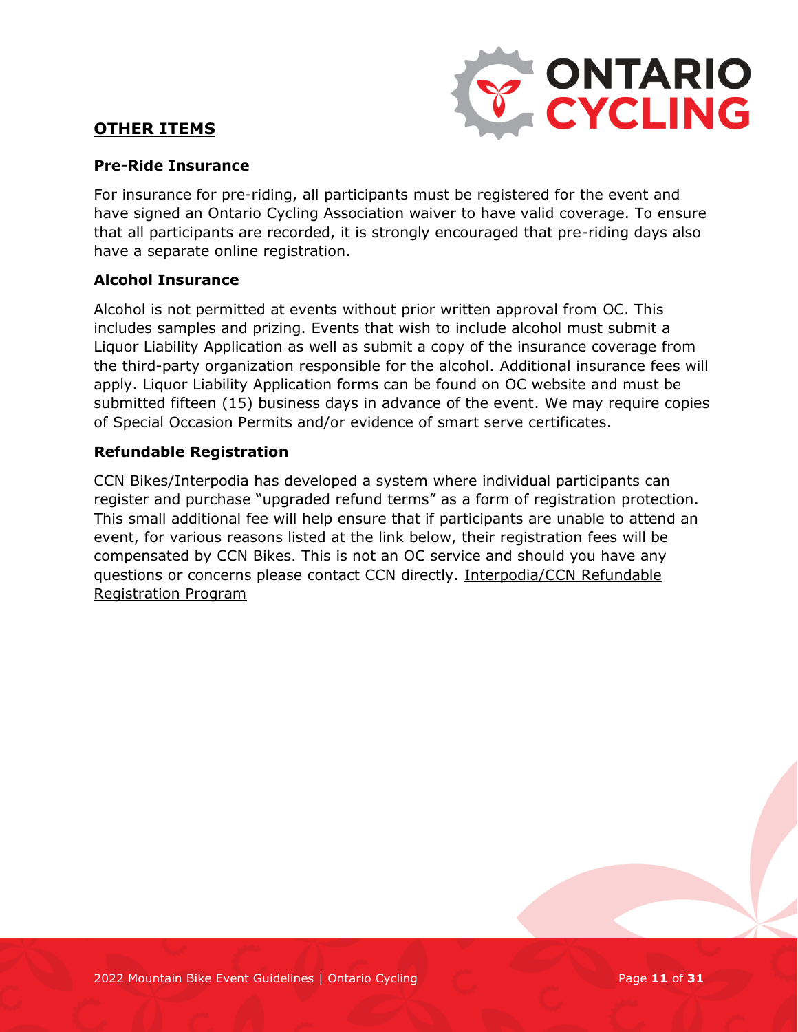## OTHER ITEMS

### Pre-Ride Insurance

For insurance for pre-riding, all participants must be registered for the event and have signed an Ontario Cycling Association waiver to have valid coverage. To ensure that all participants are recorded, it is strongly encouraged that pre-riding days also have a separate online registration.

### Alcohol Insurance

Alcohol is not permitted at events without prior written approval from OC. This includes samples and prizing. Events that wish to include alcohol must submit a Liquor Liability Application as well as submit a copy of the insurance coverage from the third-party organization responsible for the alcohol. Additional insurance fees will apply. Liquor Liability Application forms can be found on OC website and must be submitted fifteen (15) business days in advance of the event. We may require copies of Special Occasion Permits and/or evidence of smart serve certificates.

### Refundable Registration

CCN Bikes/Interpodia has developed a system where individual participants can register and purchase "upgraded refund terms" as a form of registration protection. This small additional fee will help ensure that if participants are unable to attend an event, for various reasons listed at the link below, their registration fees will be compensated by CCN Bikes. This is not an OC service and should you have any questions or concerns please contact CCN directly. Interpodia/CCN Refundable Registration Program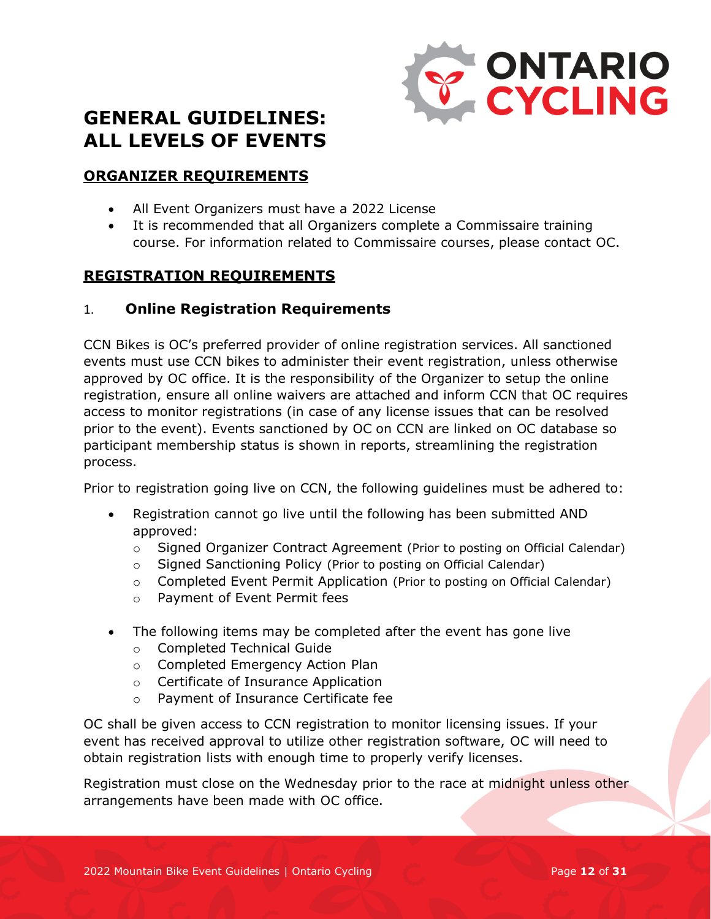# GENERAL GUIDELINES: ALL LEVELS OF EVENTS

## ORGANIZER REQUIREMENTS

- All Event Organizers must have a 2022 License
- It is recommended that all Organizers complete a Commissaire training course. For information related to Commissaire courses, please contact OC.

## REGISTRATION REQUIREMENTS

### 1. Online Registration Requirements

CCN Bikes is OC's preferred provider of online registration services. All sanctioned events must use CCN bikes to administer their event registration, unless otherwise approved by OC office. It is the responsibility of the Organizer to setup the online registration, ensure all online waivers are attached and inform CCN that OC requires access to monitor registrations (in case of any license issues that can be resolved prior to the event). Events sanctioned by OC on CCN are linked on OC database so participant membership status is shown in reports, streamlining the registration process.

Prior to registration going live on CCN, the following guidelines must be adhered to:

- Registration cannot go live until the following has been submitted AND approved:
  - Signed Organizer Contract Agreement (Prior to posting on Official Calendar)
  - Signed Sanctioning Policy (Prior to posting on Official Calendar)
  - Completed Event Permit Application (Prior to posting on Official Calendar)
  - Payment of Event Permit fees

- The following items may be completed after the event has gone live
  - Completed Technical Guide
  - Completed Emergency Action Plan
  - Certificate of Insurance Application
  - Payment of Insurance Certificate fee

OC shall be given access to CCN registration to monitor licensing issues. If your event has received approval to utilize other registration software, OC will need to obtain registration lists with enough time to properly verify licenses.

Registration must close on the Wednesday prior to the race at midnight unless other arrangements have been made with OC office.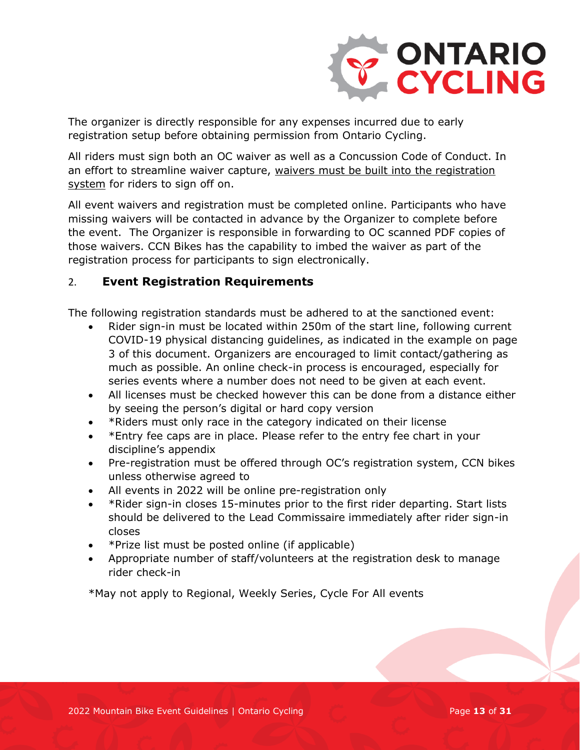The organizer is directly responsible for any expenses incurred due to early registration setup before obtaining permission from Ontario Cycling.

All riders must sign both an OC waiver as well as a Concussion Code of Conduct. In an effort to streamline waiver capture, waivers must be built into the registration system for riders to sign off on.

All event waivers and registration must be completed online. Participants who have missing waivers will be contacted in advance by the Organizer to complete before the event. The Organizer is responsible in forwarding to OC scanned PDF copies of those waivers. CCN Bikes has the capability to imbed the waiver as part of the registration process for participants to sign electronically.

## 2. Event Registration Requirements

The following registration standards must be adhered to at the sanctioned event:

- Rider sign-in must be located within 250m of the start line, following current COVID-19 physical distancing guidelines, as indicated in the example on page 3 of this document. Organizers are encouraged to limit contact/gathering as much as possible. An online check-in process is encouraged, especially for series events where a number does not need to be given at each event.
- All licenses must be checked however this can be done from a distance either by seeing the person's digital or hard copy version
- *Riders must only race in the category indicated on their license
- *Entry fee caps are in place. Please refer to the entry fee chart in your discipline's appendix
- Pre-registration must be offered through OC's registration system, CCN bikes unless otherwise agreed to
- All events in 2022 will be online pre-registration only
- *Rider sign-in closes 15-minutes prior to the first rider departing. Start lists should be delivered to the Lead Commissaire immediately after rider sign-in closes
- *Prize list must be posted online (if applicable)
- Appropriate number of staff/volunteers at the registration desk to manage rider check-in

*May not apply to Regional, Weekly Series, Cycle For All events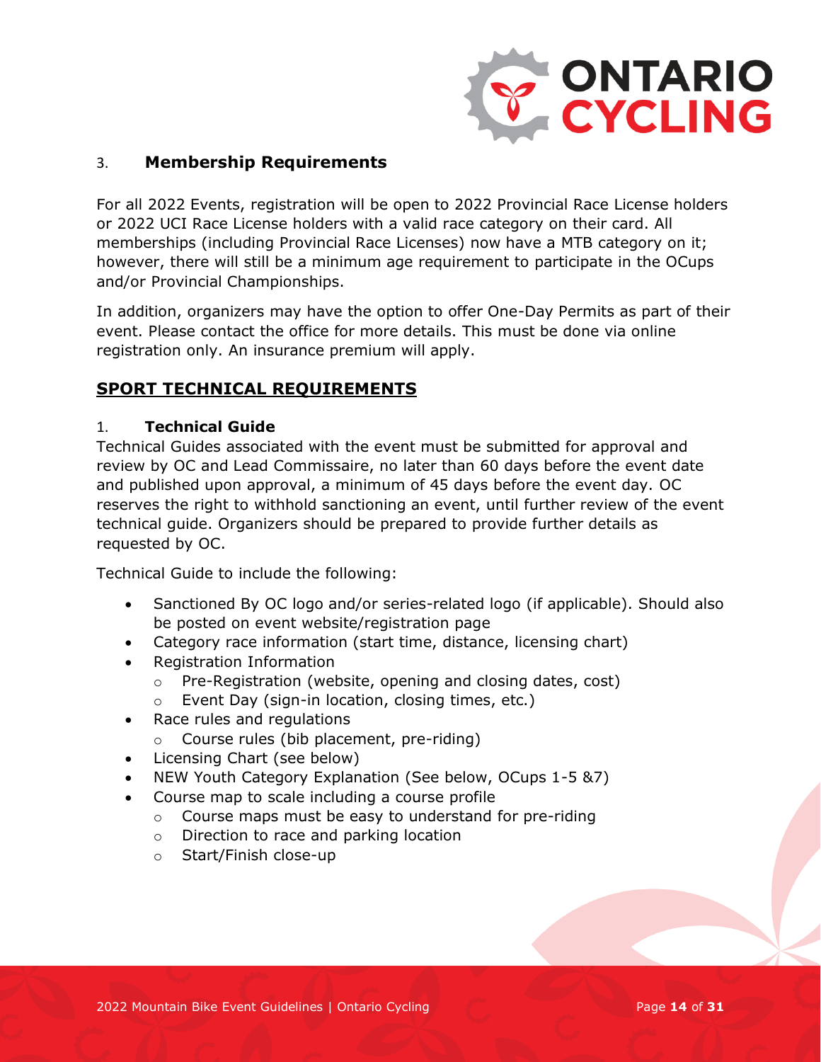### 3. Membership Requirements

For all 2022 Events, registration will be open to 2022 Provincial Race License holders or 2022 UCI Race License holders with a valid race category on their card. All memberships (including Provincial Race Licenses) now have a MTB category on it; however, there will still be a minimum age requirement to participate in the OCups and/or Provincial Championships.

In addition, organizers may have the option to offer One-Day Permits as part of their event. Please contact the office for more details. This must be done via online registration only. An insurance premium will apply.

## SPORT TECHNICAL REQUIREMENTS

### 1. Technical Guide

Technical Guides associated with the event must be submitted for approval and review by OC and Lead Commissaire, no later than 60 days before the event date and published upon approval, a minimum of 45 days before the event day. OC reserves the right to withhold sanctioning an event, until further review of the event technical guide. Organizers should be prepared to provide further details as requested by OC.

Technical Guide to include the following:

- Sanctioned By OC logo and/or series-related logo (if applicable). Should also be posted on event website/registration page
- Category race information (start time, distance, licensing chart)
- Registration Information
  - Pre-Registration (website, opening and closing dates, cost)
  - Event Day (sign-in location, closing times, etc.)
- Race rules and regulations
  - Course rules (bib placement, pre-riding)
- Licensing Chart (see below)
- NEW Youth Category Explanation (See below, OCups 1-5 &7)
- Course map to scale including a course profile
  - Course maps must be easy to understand for pre-riding
  - Direction to race and parking location
  - Start/Finish close-up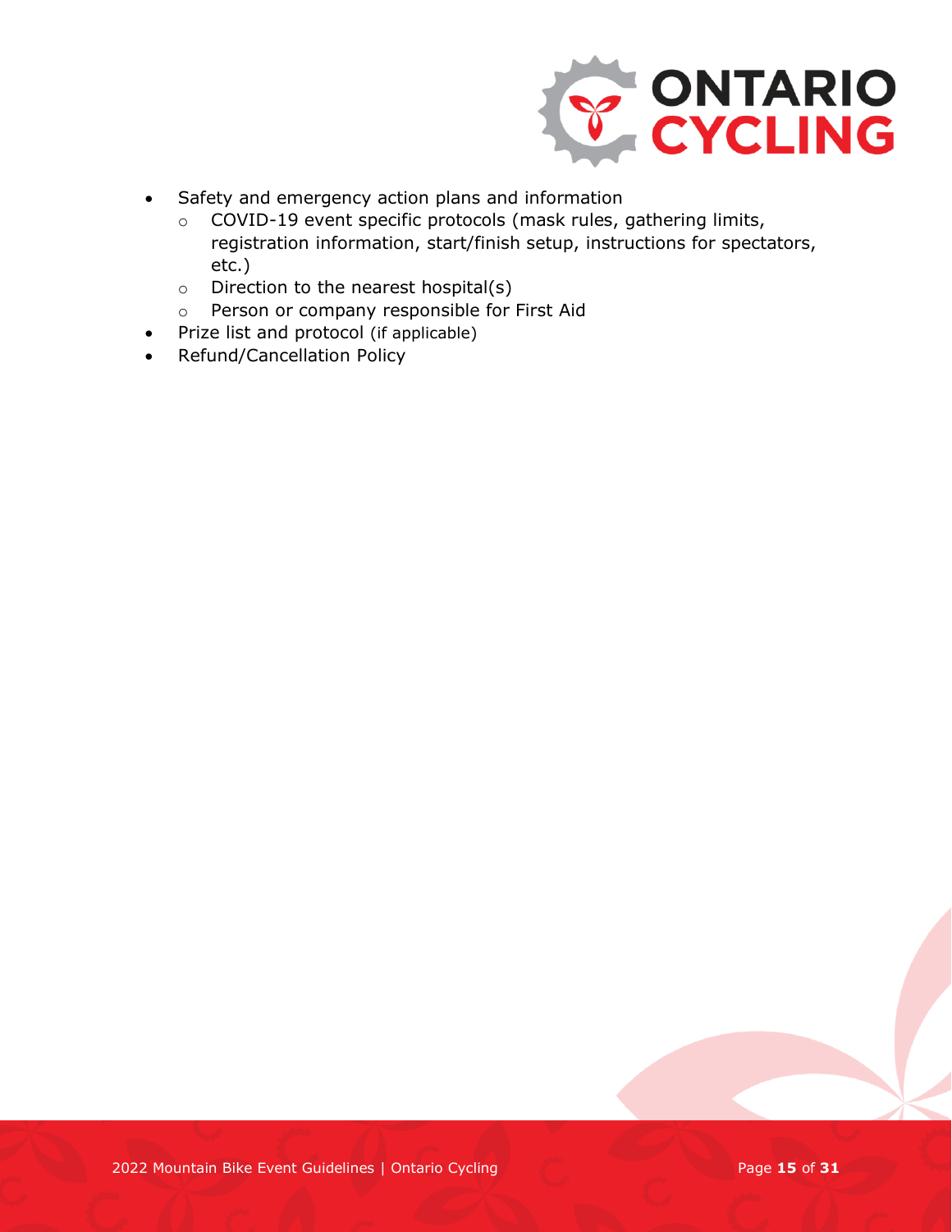- Safety and emergency action plans and information
  - COVID-19 event specific protocols (mask rules, gathering limits, registration information, start/finish setup, instructions for spectators, etc.)
  - Direction to the nearest hospital(s)
  - Person or company responsible for First Aid
- Prize list and protocol (if applicable)
- Refund/Cancellation Policy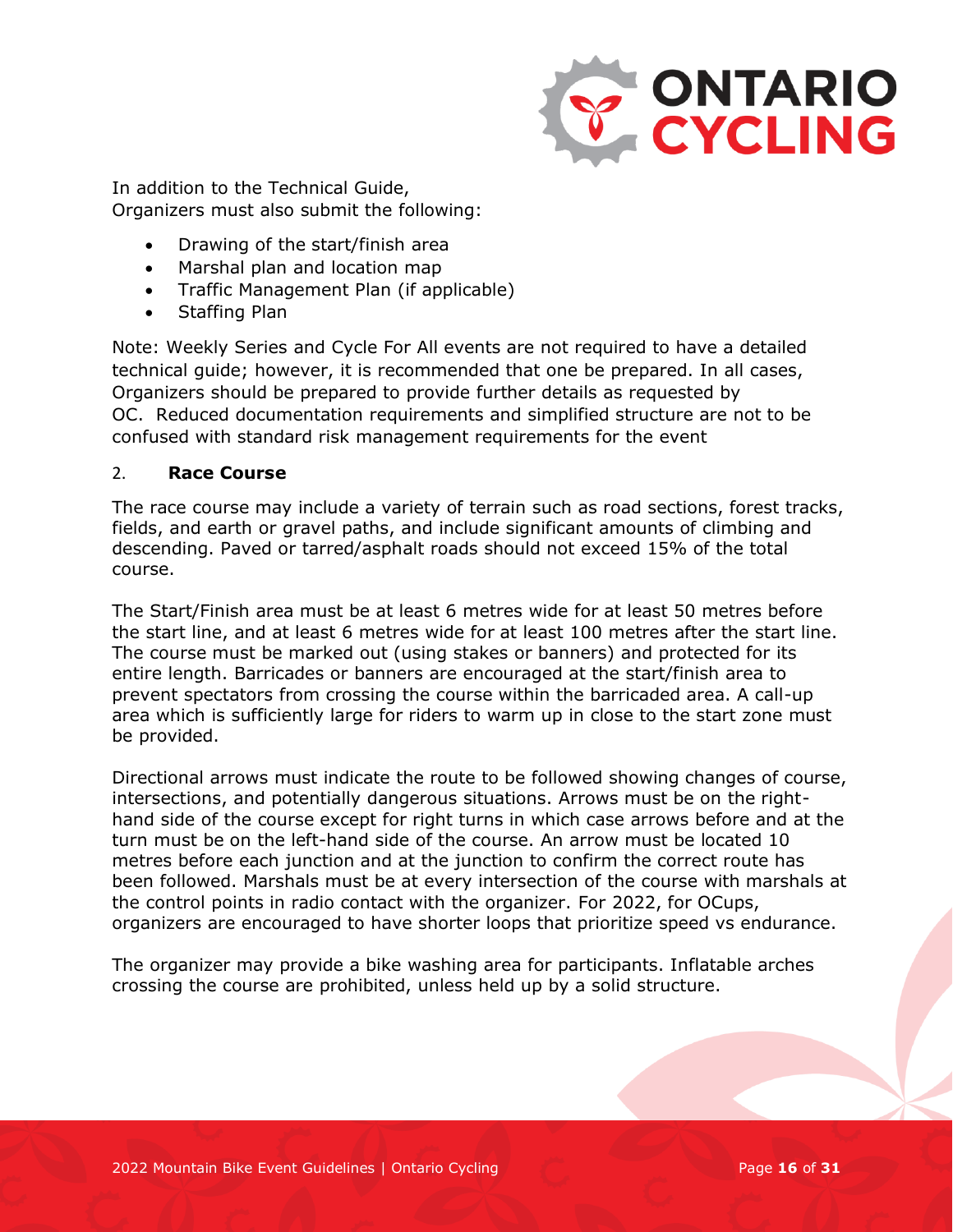In addition to the Technical Guide,
Organizers must also submit the following:

- Drawing of the start/finish area
- Marshal plan and location map
- Traffic Management Plan (if applicable)
- Staffing Plan

Note: Weekly Series and Cycle For All events are not required to have a detailed technical guide; however, it is recommended that one be prepared. In all cases, Organizers should be prepared to provide further details as requested by OC. Reduced documentation requirements and simplified structure are not to be confused with standard risk management requirements for the event

## 2. Race Course

The race course may include a variety of terrain such as road sections, forest tracks, fields, and earth or gravel paths, and include significant amounts of climbing and descending. Paved or tarred/asphalt roads should not exceed 15% of the total course.

The Start/Finish area must be at least 6 metres wide for at least 50 metres before the start line, and at least 6 metres wide for at least 100 metres after the start line. The course must be marked out (using stakes or banners) and protected for its entire length. Barricades or banners are encouraged at the start/finish area to prevent spectators from crossing the course within the barricaded area. A call-up area which is sufficiently large for riders to warm up in close to the start zone must be provided.

Directional arrows must indicate the route to be followed showing changes of course, intersections, and potentially dangerous situations. Arrows must be on the right-hand side of the course except for right turns in which case arrows before and at the turn must be on the left-hand side of the course. An arrow must be located 10 metres before each junction and at the junction to confirm the correct route has been followed. Marshals must be at every intersection of the course with marshals at the control points in radio contact with the organizer. For 2022, for OCups, organizers are encouraged to have shorter loops that prioritize speed vs endurance.

The organizer may provide a bike washing area for participants. Inflatable arches crossing the course are prohibited, unless held up by a solid structure.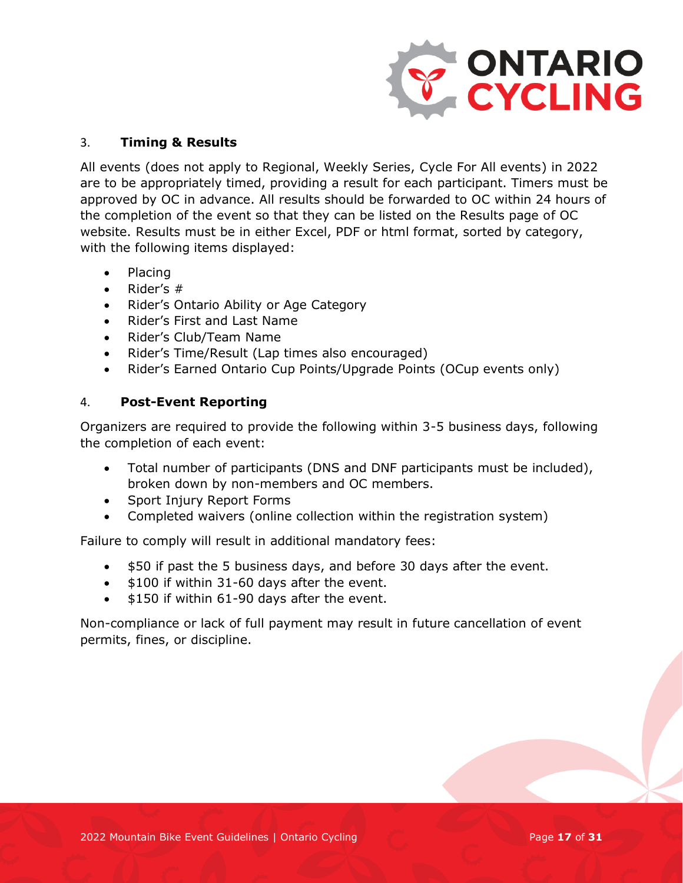### 3. Timing & Results

All events (does not apply to Regional, Weekly Series, Cycle For All events) in 2022 are to be appropriately timed, providing a result for each participant. Timers must be approved by OC in advance. All results should be forwarded to OC within 24 hours of the completion of the event so that they can be listed on the Results page of OC website. Results must be in either Excel, PDF or html format, sorted by category, with the following items displayed:

- Placing
- Rider's #
- Rider's Ontario Ability or Age Category
- Rider's First and Last Name
- Rider's Club/Team Name
- Rider's Time/Result (Lap times also encouraged)
- Rider's Earned Ontario Cup Points/Upgrade Points (OCup events only)

### 4. Post-Event Reporting

Organizers are required to provide the following within 3-5 business days, following the completion of each event:

- Total number of participants (DNS and DNF participants must be included), broken down by non-members and OC members.
- Sport Injury Report Forms
- Completed waivers (online collection within the registration system)

Failure to comply will result in additional mandatory fees:

- $50 if past the 5 business days, and before 30 days after the event.
- $100 if within 31-60 days after the event.
- $150 if within 61-90 days after the event.

Non-compliance or lack of full payment may result in future cancellation of event permits, fines, or discipline.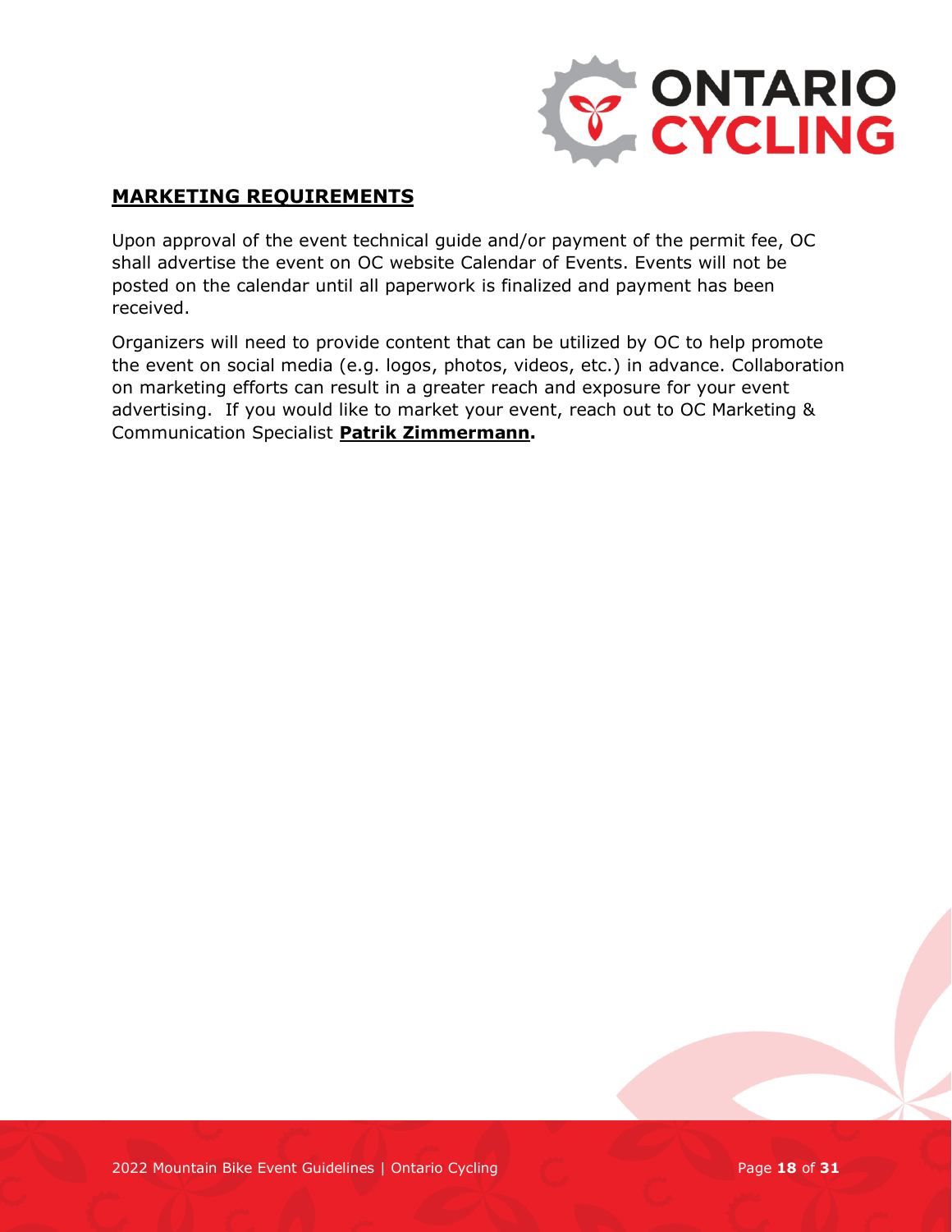## **MARKETING REQUIREMENTS**

Upon approval of the event technical guide and/or payment of the permit fee, OC shall advertise the event on OC website Calendar of Events. Events will not be posted on the calendar until all paperwork is finalized and payment has been received.

Organizers will need to provide content that can be utilized by OC to help promote the event on social media (e.g. logos, photos, videos, etc.) in advance. Collaboration on marketing efforts can result in a greater reach and exposure for your event advertising. If you would like to market your event, reach out to OC Marketing & Communication Specialist **Patrik Zimmermann.**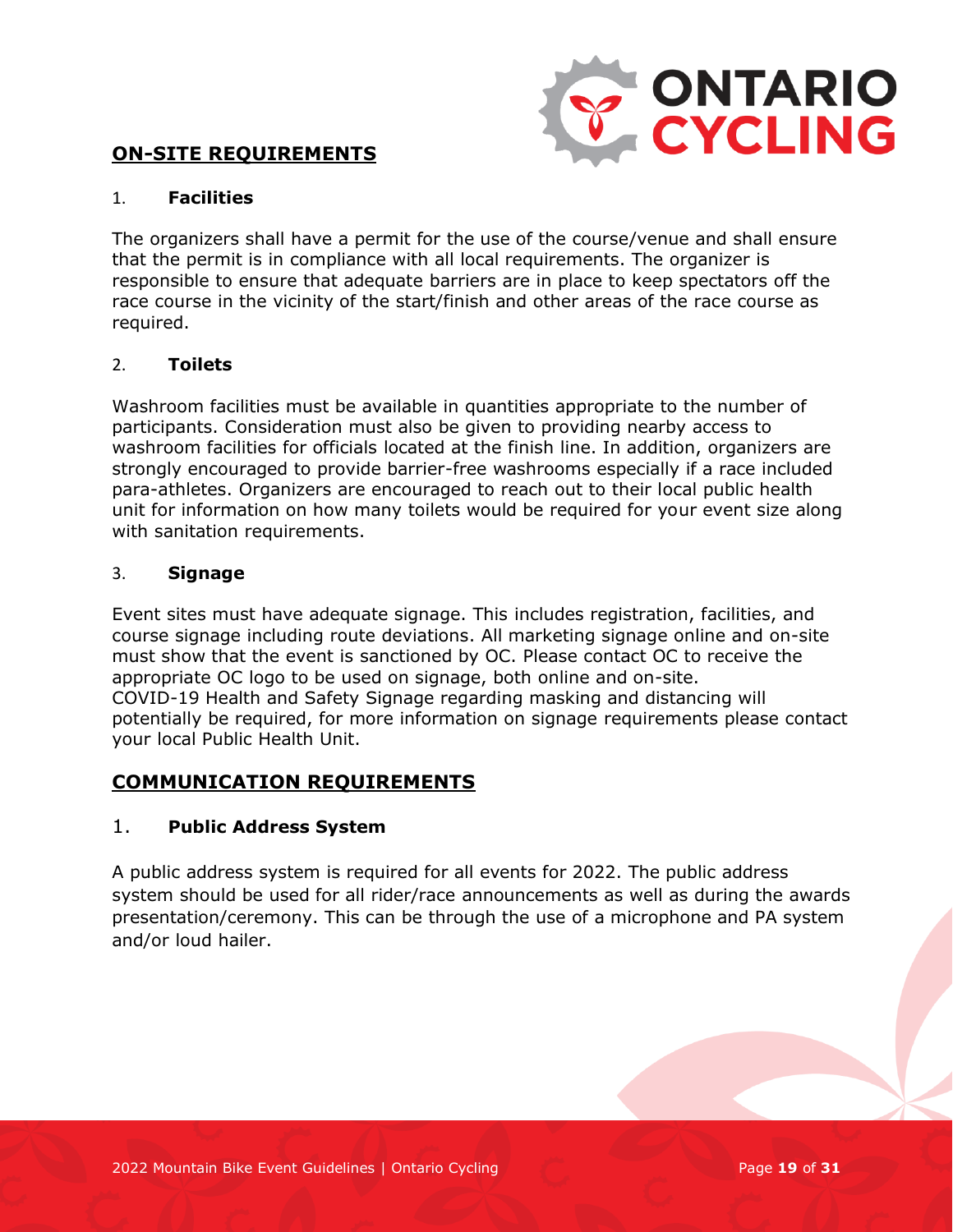## ON-SITE REQUIREMENTS

### 1. Facilities

The organizers shall have a permit for the use of the course/venue and shall ensure that the permit is in compliance with all local requirements. The organizer is responsible to ensure that adequate barriers are in place to keep spectators off the race course in the vicinity of the start/finish and other areas of the race course as required.

### 2. Toilets

Washroom facilities must be available in quantities appropriate to the number of participants. Consideration must also be given to providing nearby access to washroom facilities for officials located at the finish line. In addition, organizers are strongly encouraged to provide barrier-free washrooms especially if a race included para-athletes. Organizers are encouraged to reach out to their local public health unit for information on how many toilets would be required for your event size along with sanitation requirements.

### 3. Signage

Event sites must have adequate signage. This includes registration, facilities, and course signage including route deviations. All marketing signage online and on-site must show that the event is sanctioned by OC. Please contact OC to receive the appropriate OC logo to be used on signage, both online and on-site.
COVID-19 Health and Safety Signage regarding masking and distancing will potentially be required, for more information on signage requirements please contact your local Public Health Unit.

## COMMUNICATION REQUIREMENTS

### 1. Public Address System

A public address system is required for all events for 2022. The public address system should be used for all rider/race announcements as well as during the awards presentation/ceremony. This can be through the use of a microphone and PA system and/or loud hailer.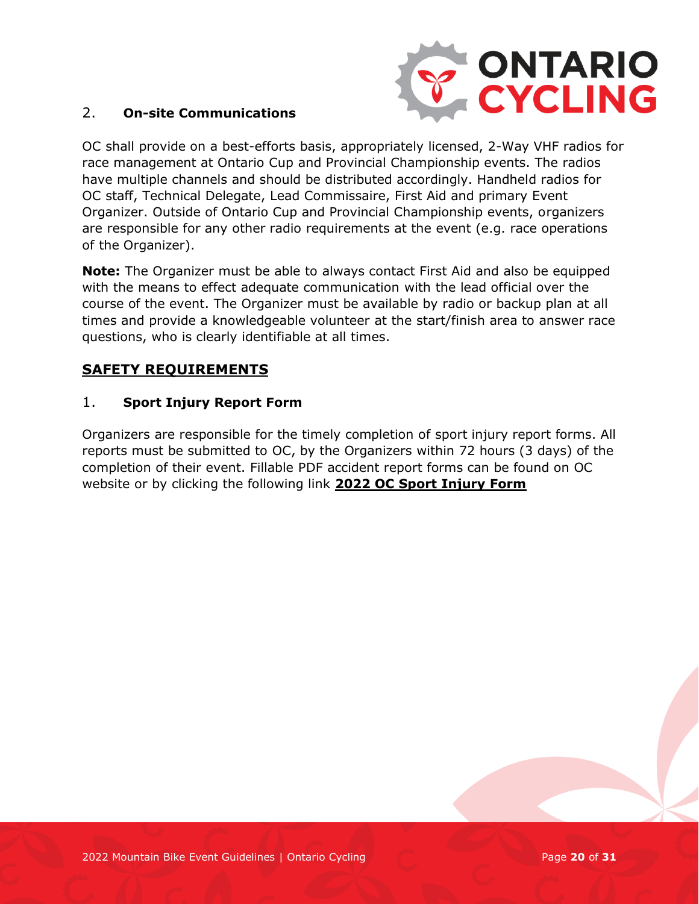### 2. On-site Communications

OC shall provide on a best-efforts basis, appropriately licensed, 2-Way VHF radios for race management at Ontario Cup and Provincial Championship events. The radios have multiple channels and should be distributed accordingly. Handheld radios for OC staff, Technical Delegate, Lead Commissaire, First Aid and primary Event Organizer. Outside of Ontario Cup and Provincial Championship events, organizers are responsible for any other radio requirements at the event (e.g. race operations of the Organizer).

**Note:** The Organizer must be able to always contact First Aid and also be equipped with the means to effect adequate communication with the lead official over the course of the event. The Organizer must be available by radio or backup plan at all times and provide a knowledgeable volunteer at the start/finish area to answer race questions, who is clearly identifiable at all times.

## SAFETY REQUIREMENTS

### 1. Sport Injury Report Form

Organizers are responsible for the timely completion of sport injury report forms. All reports must be submitted to OC, by the Organizers within 72 hours (3 days) of the completion of their event. Fillable PDF accident report forms can be found on OC website or by clicking the following link **2022 OC Sport Injury Form**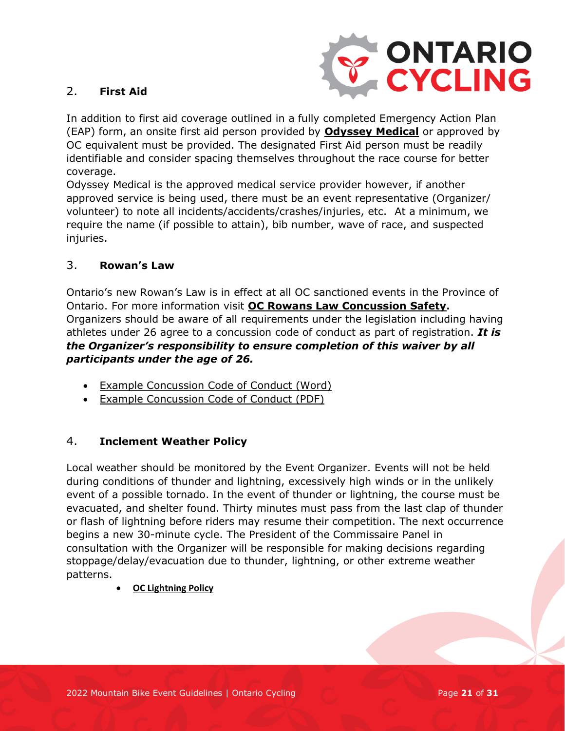## 2. First Aid

In addition to first aid coverage outlined in a fully completed Emergency Action Plan (EAP) form, an onsite first aid person provided by **Odyssey Medical** or approved by OC equivalent must be provided. The designated First Aid person must be readily identifiable and consider spacing themselves throughout the race course for better coverage.

Odyssey Medical is the approved medical service provider however, if another approved service is being used, there must be an event representative (Organizer/ volunteer) to note all incidents/accidents/crashes/injuries, etc. At a minimum, we require the name (if possible to attain), bib number, wave of race, and suspected injuries.

## 3. Rowan's Law

Ontario's new Rowan's Law is in effect at all OC sanctioned events in the Province of Ontario. For more information visit **OC Rowans Law Concussion Safety**. Organizers should be aware of all requirements under the legislation including having athletes under 26 agree to a concussion code of conduct as part of registration. ***It is the Organizer's responsibility to ensure completion of this waiver by all participants under the age of 26.***

- Example Concussion Code of Conduct (Word)
- Example Concussion Code of Conduct (PDF)

## 4. Inclement Weather Policy

Local weather should be monitored by the Event Organizer. Events will not be held during conditions of thunder and lightning, excessively high winds or in the unlikely event of a possible tornado. In the event of thunder or lightning, the course must be evacuated, and shelter found. Thirty minutes must pass from the last clap of thunder or flash of lightning before riders may resume their competition. The next occurrence begins a new 30-minute cycle. The President of the Commissaire Panel in consultation with the Organizer will be responsible for making decisions regarding stoppage/delay/evacuation due to thunder, lightning, or other extreme weather patterns.

- **OC Lightning Policy**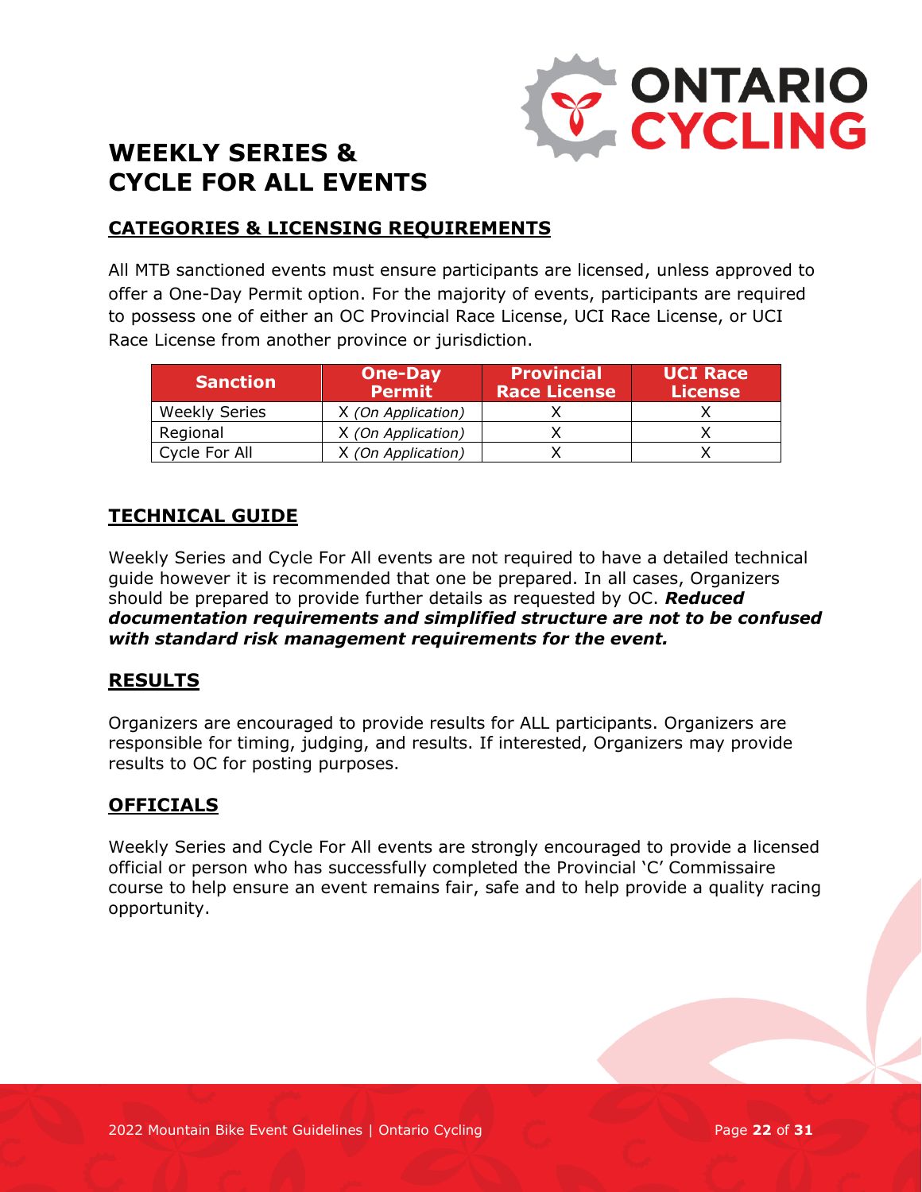# WEEKLY SERIES & CYCLE FOR ALL EVENTS

## CATEGORIES & LICENSING REQUIREMENTS

All MTB sanctioned events must ensure participants are licensed, unless approved to offer a One-Day Permit option. For the majority of events, participants are required to possess one of either an OC Provincial Race License, UCI Race License, or UCI Race License from another province or jurisdiction.

| Sanction | One-Day Permit | Provincial Race License | UCI Race License |
|---|---|---|---|
| Weekly Series | X *(On Application)* | X | X |
| Regional | X *(On Application)* | X | X |
| Cycle For All | X *(On Application)* | X | X |

## TECHNICAL GUIDE

Weekly Series and Cycle For All events are not required to have a detailed technical guide however it is recommended that one be prepared. In all cases, Organizers should be prepared to provide further details as requested by OC. ***Reduced documentation requirements and simplified structure are not to be confused with standard risk management requirements for the event.***

## RESULTS

Organizers are encouraged to provide results for ALL participants. Organizers are responsible for timing, judging, and results. If interested, Organizers may provide results to OC for posting purposes.

## OFFICIALS

Weekly Series and Cycle For All events are strongly encouraged to provide a licensed official or person who has successfully completed the Provincial 'C' Commissaire course to help ensure an event remains fair, safe and to help provide a quality racing opportunity.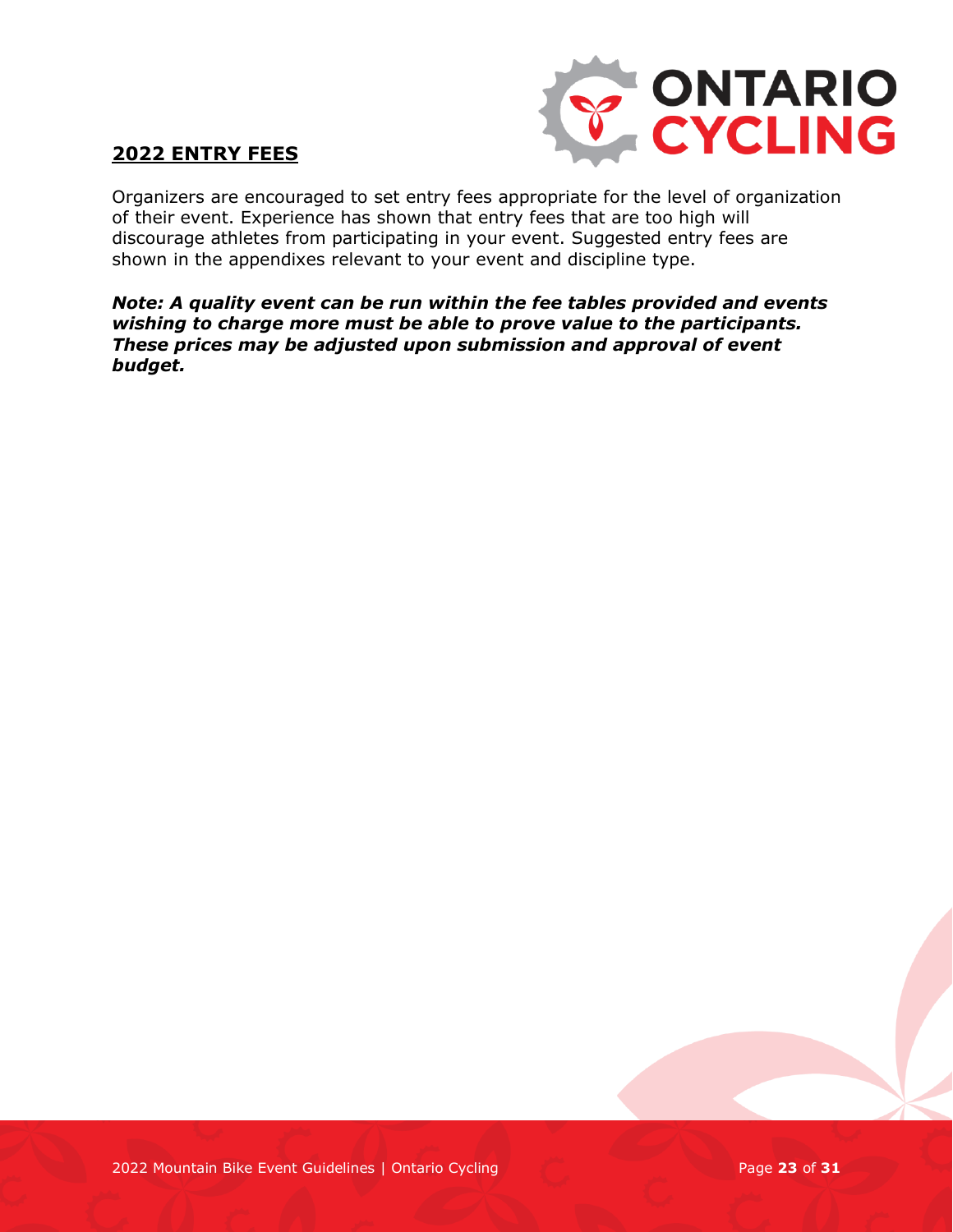## 2022 ENTRY FEES

Organizers are encouraged to set entry fees appropriate for the level of organization of their event. Experience has shown that entry fees that are too high will discourage athletes from participating in your event. Suggested entry fees are shown in the appendixes relevant to your event and discipline type.

***Note: A quality event can be run within the fee tables provided and events wishing to charge more must be able to prove value to the participants. These prices may be adjusted upon submission and approval of event budget.***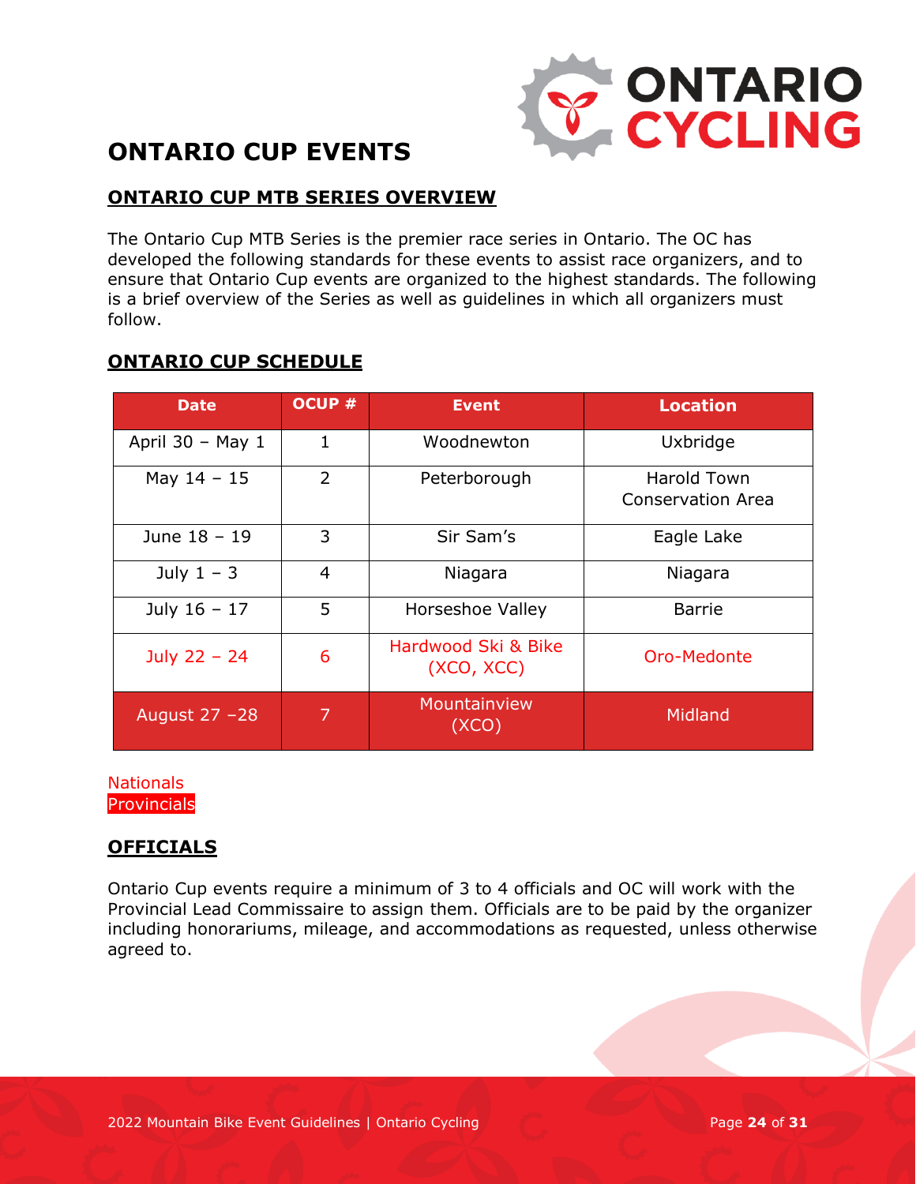# ONTARIO CUP EVENTS

## ONTARIO CUP MTB SERIES OVERVIEW

The Ontario Cup MTB Series is the premier race series in Ontario. The OC has developed the following standards for these events to assist race organizers, and to ensure that Ontario Cup events are organized to the highest standards. The following is a brief overview of the Series as well as guidelines in which all organizers must follow.

## ONTARIO CUP SCHEDULE

| Date | OCUP # | Event | Location |
|---|---|---|---|
| April 30 – May 1 | 1 | Woodnewton | Uxbridge |
| May 14 – 15 | 2 | Peterborough | Harold Town Conservation Area |
| June 18 – 19 | 3 | Sir Sam's | Eagle Lake |
| July 1 – 3 | 4 | Niagara | Niagara |
| July 16 – 17 | 5 | Horseshoe Valley | Barrie |
| July 22 – 24 | 6 | Hardwood Ski & Bike (XCO, XCC) | Oro-Medonte |
| August 27 –28 | 7 | Mountainview (XCO) | Midland |

Nationals
Provincials

## OFFICIALS

Ontario Cup events require a minimum of 3 to 4 officials and OC will work with the Provincial Lead Commissaire to assign them. Officials are to be paid by the organizer including honorariums, mileage, and accommodations as requested, unless otherwise agreed to.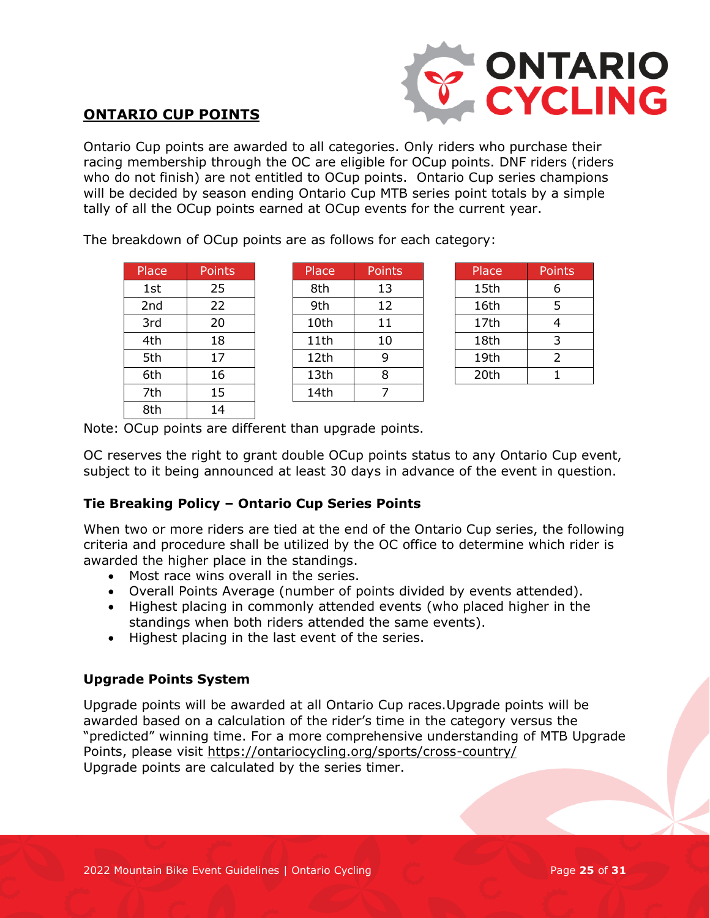## ONTARIO CUP POINTS

Ontario Cup points are awarded to all categories. Only riders who purchase their racing membership through the OC are eligible for OCup points. DNF riders (riders who do not finish) are not entitled to OCup points. Ontario Cup series champions will be decided by season ending Ontario Cup MTB series point totals by a simple tally of all the OCup points earned at OCup events for the current year.

The breakdown of OCup points are as follows for each category:

| Place | Points |
|---|---|
| 1st | 25 |
| 2nd | 22 |
| 3rd | 20 |
| 4th | 18 |
| 5th | 17 |
| 6th | 16 |
| 7th | 15 |
| 8th | 14 |

| Place | Points |
|---|---|
| 8th | 13 |
| 9th | 12 |
| 10th | 11 |
| 11th | 10 |
| 12th | 9 |
| 13th | 8 |
| 14th | 7 |

| Place | Points |
|---|---|
| 15th | 6 |
| 16th | 5 |
| 17th | 4 |
| 18th | 3 |
| 19th | 2 |
| 20th | 1 |

Note: OCup points are different than upgrade points.

OC reserves the right to grant double OCup points status to any Ontario Cup event, subject to it being announced at least 30 days in advance of the event in question.

### Tie Breaking Policy – Ontario Cup Series Points

When two or more riders are tied at the end of the Ontario Cup series, the following criteria and procedure shall be utilized by the OC office to determine which rider is awarded the higher place in the standings.

- Most race wins overall in the series.
- Overall Points Average (number of points divided by events attended).
- Highest placing in commonly attended events (who placed higher in the standings when both riders attended the same events).
- Highest placing in the last event of the series.

### Upgrade Points System

Upgrade points will be awarded at all Ontario Cup races.Upgrade points will be awarded based on a calculation of the rider's time in the category versus the "predicted" winning time. For a more comprehensive understanding of MTB Upgrade Points, please visit https://ontariocycling.org/sports/cross-country/
Upgrade points are calculated by the series timer.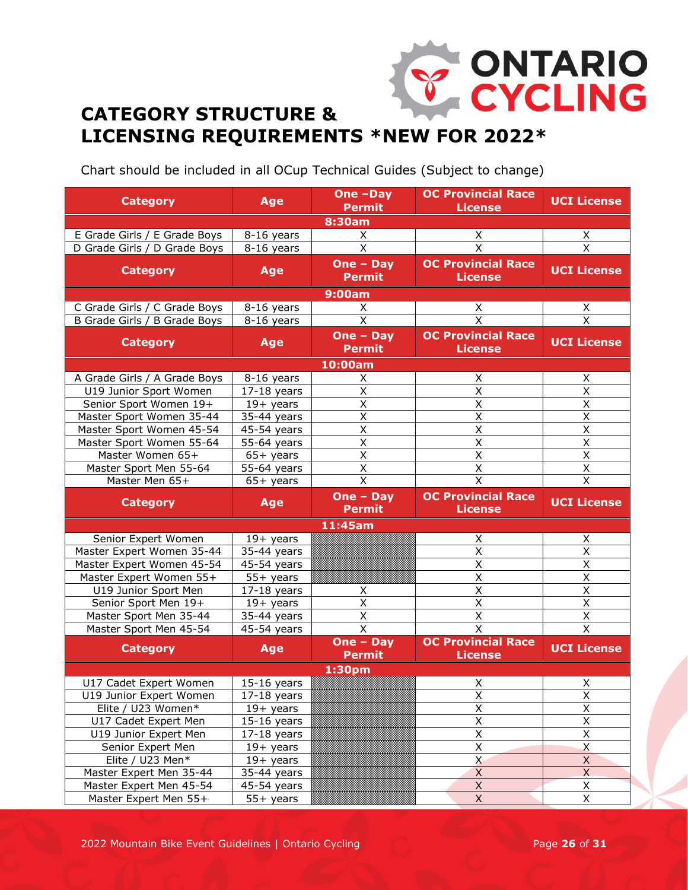# CATEGORY STRUCTURE & LICENSING REQUIREMENTS *NEW FOR 2022*

Chart should be included in all OCup Technical Guides (Subject to change)

| Category | Age | One –Day Permit | OC Provincial Race License | UCI License |
|---|---|---|---|---|
| **8:30am** | | | | |
| E Grade Girls / E Grade Boys | 8-16 years | X | X | X |
| D Grade Girls / D Grade Boys | 8-16 years | X | X | X |
| **Category** | **Age** | **One – Day Permit** | **OC Provincial Race License** | **UCI License** |
| **9:00am** | | | | |
| C Grade Girls / C Grade Boys | 8-16 years | X | X | X |
| B Grade Girls / B Grade Boys | 8-16 years | X | X | X |
| **Category** | **Age** | **One – Day Permit** | **OC Provincial Race License** | **UCI License** |
| **10:00am** | | | | |
| A Grade Girls / A Grade Boys | 8-16 years | X | X | X |
| U19 Junior Sport Women | 17-18 years | X | X | X |
| Senior Sport Women 19+ | 19+ years | X | X | X |
| Master Sport Women 35-44 | 35-44 years | X | X | X |
| Master Sport Women 45-54 | 45-54 years | X | X | X |
| Master Sport Women 55-64 | 55-64 years | X | X | X |
| Master Women 65+ | 65+ years | X | X | X |
| Master Sport Men 55-64 | 55-64 years | X | X | X |
| Master Men 65+ | 65+ years | X | X | X |
| **Category** | **Age** | **One – Day Permit** | **OC Provincial Race License** | **UCI License** |
| **11:45am** | | | | |
| Senior Expert Women | 19+ years | | X | X |
| Master Expert Women 35-44 | 35-44 years | | X | X |
| Master Expert Women 45-54 | 45-54 years | | X | X |
| Master Expert Women 55+ | 55+ years | | X | X |
| U19 Junior Sport Men | 17-18 years | X | X | X |
| Senior Sport Men 19+ | 19+ years | X | X | X |
| Master Sport Men 35-44 | 35-44 years | X | X | X |
| Master Sport Men 45-54 | 45-54 years | X | X | X |
| **Category** | **Age** | **One – Day Permit** | **OC Provincial Race License** | **UCI License** |
| **1:30pm** | | | | |
| U17 Cadet Expert Women | 15-16 years | | X | X |
| U19 Junior Expert Women | 17-18 years | | X | X |
| Elite / U23 Women* | 19+ years | | X | X |
| U17 Cadet Expert Men | 15-16 years | | X | X |
| U19 Junior Expert Men | 17-18 years | | X | X |
| Senior Expert Men | 19+ years | | X | X |
| Elite / U23 Men* | 19+ years | | X | X |
| Master Expert Men 35-44 | 35-44 years | | X | X |
| Master Expert Men 45-54 | 45-54 years | | X | X |
| Master Expert Men 55+ | 55+ years | | X | X |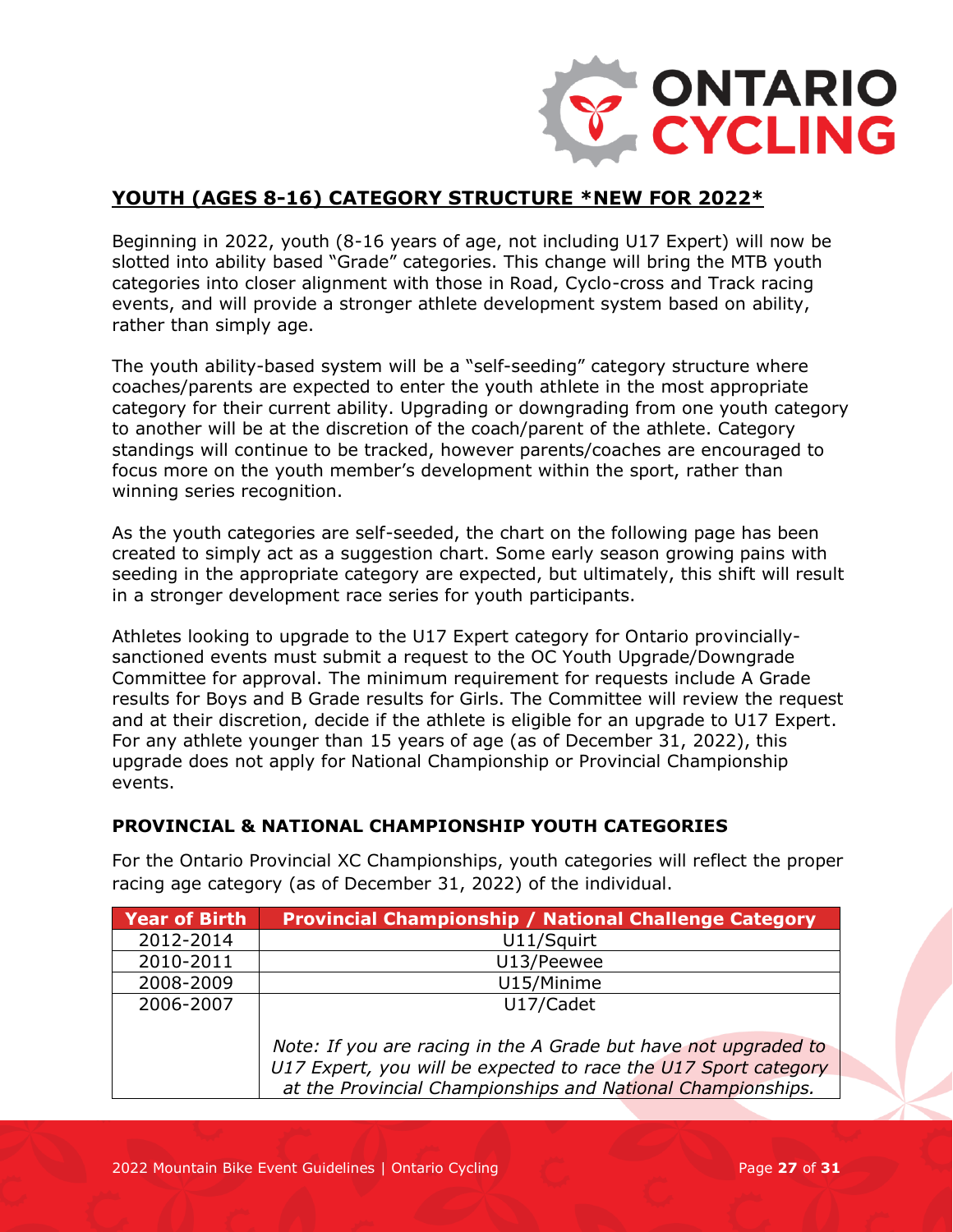## YOUTH (AGES 8-16) CATEGORY STRUCTURE *NEW FOR 2022*

Beginning in 2022, youth (8-16 years of age, not including U17 Expert) will now be slotted into ability based "Grade" categories. This change will bring the MTB youth categories into closer alignment with those in Road, Cyclo-cross and Track racing events, and will provide a stronger athlete development system based on ability, rather than simply age.

The youth ability-based system will be a "self-seeding" category structure where coaches/parents are expected to enter the youth athlete in the most appropriate category for their current ability. Upgrading or downgrading from one youth category to another will be at the discretion of the coach/parent of the athlete. Category standings will continue to be tracked, however parents/coaches are encouraged to focus more on the youth member's development within the sport, rather than winning series recognition.

As the youth categories are self-seeded, the chart on the following page has been created to simply act as a suggestion chart. Some early season growing pains with seeding in the appropriate category are expected, but ultimately, this shift will result in a stronger development race series for youth participants.

Athletes looking to upgrade to the U17 Expert category for Ontario provincially-sanctioned events must submit a request to the OC Youth Upgrade/Downgrade Committee for approval. The minimum requirement for requests include A Grade results for Boys and B Grade results for Girls. The Committee will review the request and at their discretion, decide if the athlete is eligible for an upgrade to U17 Expert. For any athlete younger than 15 years of age (as of December 31, 2022), this upgrade does not apply for National Championship or Provincial Championship events.

### PROVINCIAL & NATIONAL CHAMPIONSHIP YOUTH CATEGORIES

For the Ontario Provincial XC Championships, youth categories will reflect the proper racing age category (as of December 31, 2022) of the individual.

| Year of Birth | Provincial Championship / National Challenge Category |
|---|---|
| 2012-2014 | U11/Squirt |
| 2010-2011 | U13/Peewee |
| 2008-2009 | U15/Minime |
| 2006-2007 | U17/Cadet<br><br>*Note: If you are racing in the A Grade but have not upgraded to U17 Expert, you will be expected to race the U17 Sport category at the Provincial Championships and National Championships.* |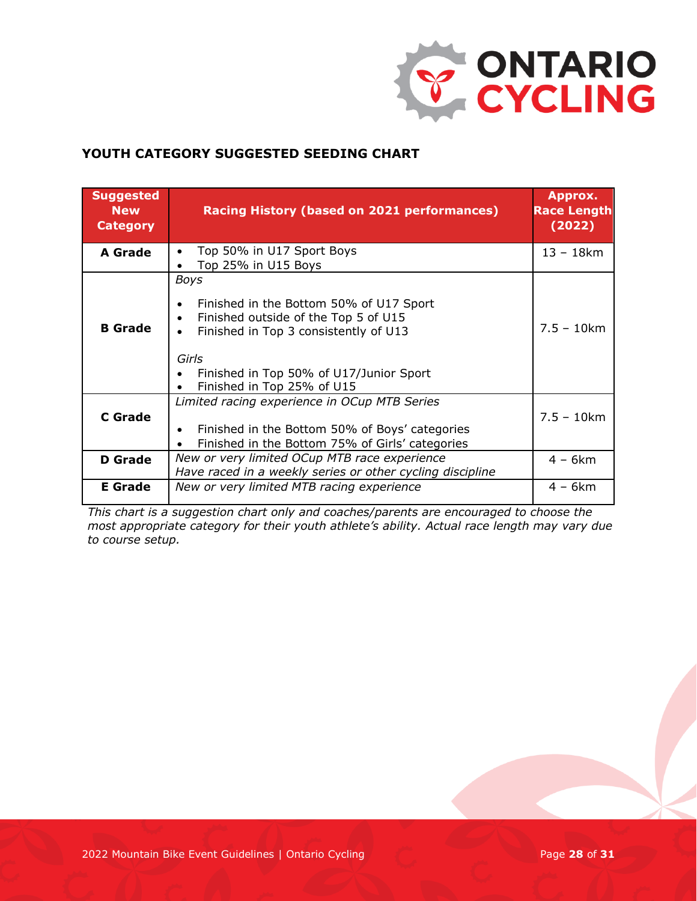## YOUTH CATEGORY SUGGESTED SEEDING CHART

| Suggested New Category | Racing History (based on 2021 performances) | Approx. Race Length (2022) |
| --- | --- | --- |
| **A Grade** | • Top 50% in U17 Sport Boys<br>• Top 25% in U15 Boys | 13 – 18km |
| **B Grade** | *Boys*<br>• Finished in the Bottom 50% of U17 Sport<br>• Finished outside of the Top 5 of U15<br>• Finished in Top 3 consistently of U13<br>*Girls*<br>• Finished in Top 50% of U17/Junior Sport<br>• Finished in Top 25% of U15 | 7.5 – 10km |
| **C Grade** | *Limited racing experience in OCup MTB Series*<br>• Finished in the Bottom 50% of Boys' categories<br>• Finished in the Bottom 75% of Girls' categories | 7.5 – 10km |
| **D Grade** | *New or very limited OCup MTB race experience*<br>*Have raced in a weekly series or other cycling discipline* | 4 – 6km |
| **E Grade** | *New or very limited MTB racing experience* | 4 – 6km |

*This chart is a suggestion chart only and coaches/parents are encouraged to choose the most appropriate category for their youth athlete's ability. Actual race length may vary due to course setup.*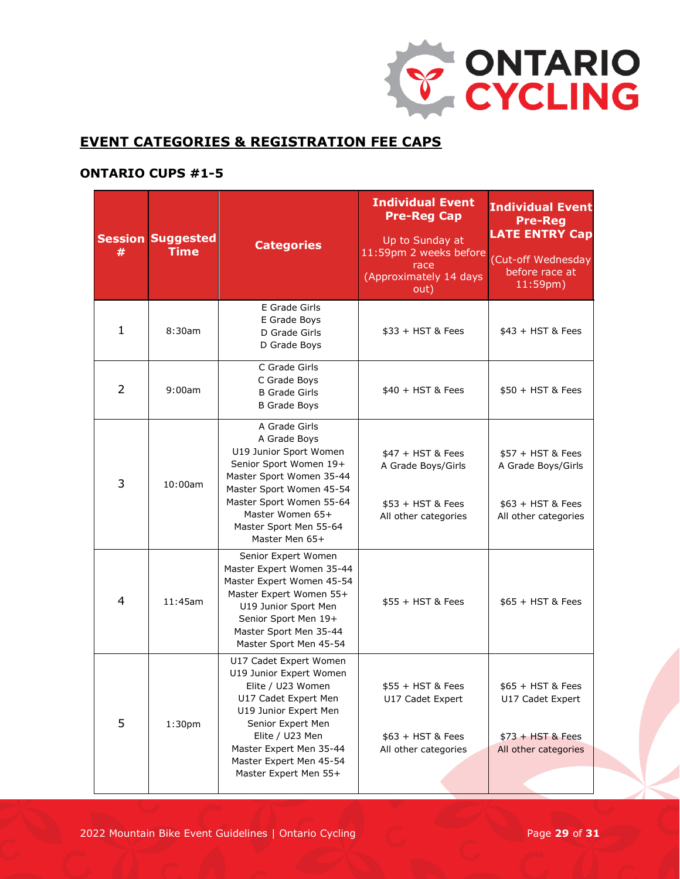## EVENT CATEGORIES & REGISTRATION FEE CAPS

### ONTARIO CUPS #1-5

| Session # | Suggested Time | Categories | Individual Event Pre-Reg Cap<br><br>Up to Sunday at 11:59pm 2 weeks before race (Approximately 14 days out) | Individual Event Pre-Reg LATE ENTRY Cap<br><br>(Cut-off Wednesday before race at 11:59pm) |
|---|---|---|---|---|
| 1 | 8:30am | E Grade Girls<br>E Grade Boys<br>D Grade Girls<br>D Grade Boys | $33 + HST & Fees | $43 + HST & Fees |
| 2 | 9:00am | C Grade Girls<br>C Grade Boys<br>B Grade Girls<br>B Grade Boys | $40 + HST & Fees | $50 + HST & Fees |
| 3 | 10:00am | A Grade Girls<br>A Grade Boys<br>U19 Junior Sport Women<br>Senior Sport Women 19+<br>Master Sport Women 35-44<br>Master Sport Women 45-54<br>Master Sport Women 55-64<br>Master Women 65+<br>Master Sport Men 55-64<br>Master Men 65+ | $47 + HST & Fees<br>A Grade Boys/Girls<br><br>$53 + HST & Fees<br>All other categories | $57 + HST & Fees<br>A Grade Boys/Girls<br><br>$63 + HST & Fees<br>All other categories |
| 4 | 11:45am | Senior Expert Women<br>Master Expert Women 35-44<br>Master Expert Women 45-54<br>Master Expert Women 55+<br>U19 Junior Sport Men<br>Senior Sport Men 19+<br>Master Sport Men 35-44<br>Master Sport Men 45-54 | $55 + HST & Fees | $65 + HST & Fees |
| 5 | 1:30pm | U17 Cadet Expert Women<br>U19 Junior Expert Women<br>Elite / U23 Women<br>U17 Cadet Expert Men<br>U19 Junior Expert Men<br>Senior Expert Men<br>Elite / U23 Men<br>Master Expert Men 35-44<br>Master Expert Men 45-54<br>Master Expert Men 55+ | $55 + HST & Fees<br>U17 Cadet Expert<br><br>$63 + HST & Fees<br>All other categories | $65 + HST & Fees<br>U17 Cadet Expert<br><br>$73 + HST & Fees<br>All other categories |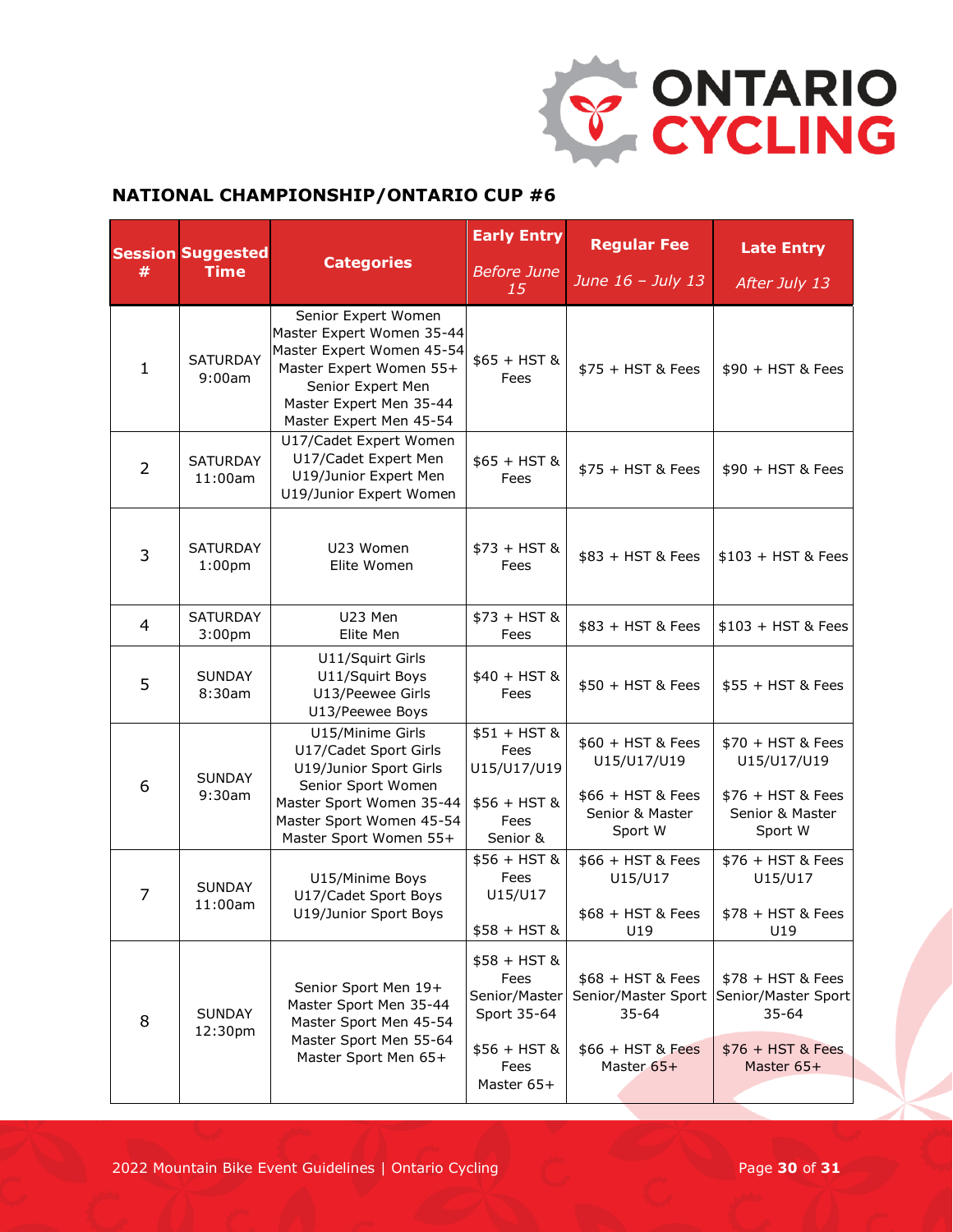## NATIONAL CHAMPIONSHIP/ONTARIO CUP #6

| Session # | Suggested Time | Categories | Early Entry *Before June 15* | Regular Fee *June 16 – July 13* | Late Entry *After July 13* |
|---|---|---|---|---|---|
| 1 | SATURDAY 9:00am | Senior Expert Women<br>Master Expert Women 35-44<br>Master Expert Women 45-54<br>Master Expert Women 55+<br>Senior Expert Men<br>Master Expert Men 35-44<br>Master Expert Men 45-54 | $65 + HST & Fees | $75 + HST & Fees | $90 + HST & Fees |
| 2 | SATURDAY 11:00am | U17/Cadet Expert Women<br>U17/Cadet Expert Men<br>U19/Junior Expert Men<br>U19/Junior Expert Women | $65 + HST & Fees | $75 + HST & Fees | $90 + HST & Fees |
| 3 | SATURDAY 1:00pm | U23 Women<br>Elite Women | $73 + HST & Fees | $83 + HST & Fees | $103 + HST & Fees |
| 4 | SATURDAY 3:00pm | U23 Men<br>Elite Men | $73 + HST & Fees | $83 + HST & Fees | $103 + HST & Fees |
| 5 | SUNDAY 8:30am | U11/Squirt Girls<br>U11/Squirt Boys<br>U13/Peewee Girls<br>U13/Peewee Boys | $40 + HST & Fees | $50 + HST & Fees | $55 + HST & Fees |
| 6 | SUNDAY 9:30am | U15/Minime Girls<br>U17/Cadet Sport Girls<br>U19/Junior Sport Girls<br>Senior Sport Women<br>Master Sport Women 35-44<br>Master Sport Women 45-54<br>Master Sport Women 55+ | $51 + HST & Fees U15/U17/U19<br><br>$56 + HST & Fees Senior & | $60 + HST & Fees U15/U17/U19<br><br>$66 + HST & Fees Senior & Master Sport W | $70 + HST & Fees U15/U17/U19<br><br>$76 + HST & Fees Senior & Master Sport W |
| 7 | SUNDAY 11:00am | U15/Minime Boys<br>U17/Cadet Sport Boys<br>U19/Junior Sport Boys | $56 + HST & Fees U15/U17<br><br>$58 + HST & | $66 + HST & Fees U15/U17<br><br>$68 + HST & Fees U19 | $76 + HST & Fees U15/U17<br><br>$78 + HST & Fees U19 |
| 8 | SUNDAY 12:30pm | Senior Sport Men 19+<br>Master Sport Men 35-44<br>Master Sport Men 45-54<br>Master Sport Men 55-64<br>Master Sport Men 65+ | $58 + HST & Fees Senior/Master Sport 35-64<br><br>$56 + HST & Fees Master 65+ | $68 + HST & Fees Senior/Master Sport 35-64<br><br>$66 + HST & Fees Master 65+ | $78 + HST & Fees Senior/Master Sport 35-64<br><br>$76 + HST & Fees Master 65+ |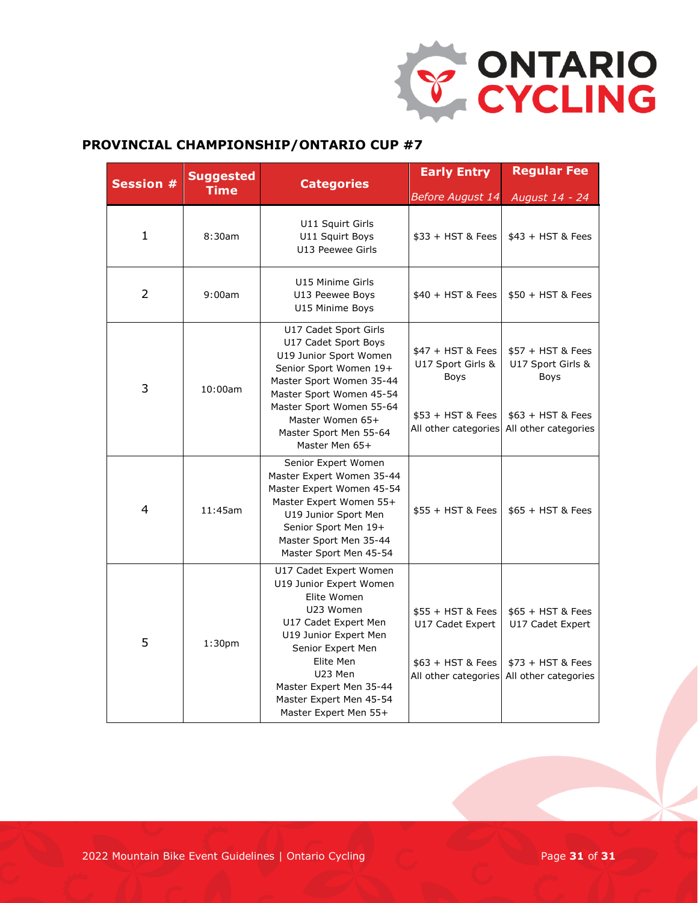## PROVINCIAL CHAMPIONSHIP/ONTARIO CUP #7

| Session # | Suggested Time | Categories | Early Entry *Before August 14* | Regular Fee *August 14 - 24* |
|---|---|---|---|---|
| 1 | 8:30am | U11 Squirt Girls<br>U11 Squirt Boys<br>U13 Peewee Girls | $33 + HST & Fees | $43 + HST & Fees |
| 2 | 9:00am | U15 Minime Girls<br>U13 Peewee Boys<br>U15 Minime Boys | $40 + HST & Fees | $50 + HST & Fees |
| 3 | 10:00am | U17 Cadet Sport Girls<br>U17 Cadet Sport Boys<br>U19 Junior Sport Women<br>Senior Sport Women 19+<br>Master Sport Women 35-44<br>Master Sport Women 45-54<br>Master Sport Women 55-64<br>Master Women 65+<br>Master Sport Men 55-64<br>Master Men 65+ | $47 + HST & Fees U17 Sport Girls & Boys<br><br>$53 + HST & Fees All other categories | $57 + HST & Fees U17 Sport Girls & Boys<br><br>$63 + HST & Fees All other categories |
| 4 | 11:45am | Senior Expert Women<br>Master Expert Women 35-44<br>Master Expert Women 45-54<br>Master Expert Women 55+<br>U19 Junior Sport Men<br>Senior Sport Men 19+<br>Master Sport Men 35-44<br>Master Sport Men 45-54 | $55 + HST & Fees | $65 + HST & Fees |
| 5 | 1:30pm | U17 Cadet Expert Women<br>U19 Junior Expert Women<br>Elite Women<br>U23 Women<br>U17 Cadet Expert Men<br>U19 Junior Expert Men<br>Senior Expert Men<br>Elite Men<br>U23 Men<br>Master Expert Men 35-44<br>Master Expert Men 45-54<br>Master Expert Men 55+ | $55 + HST & Fees U17 Cadet Expert<br><br>$63 + HST & Fees All other categories | $65 + HST & Fees U17 Cadet Expert<br><br>$73 + HST & Fees All other categories |